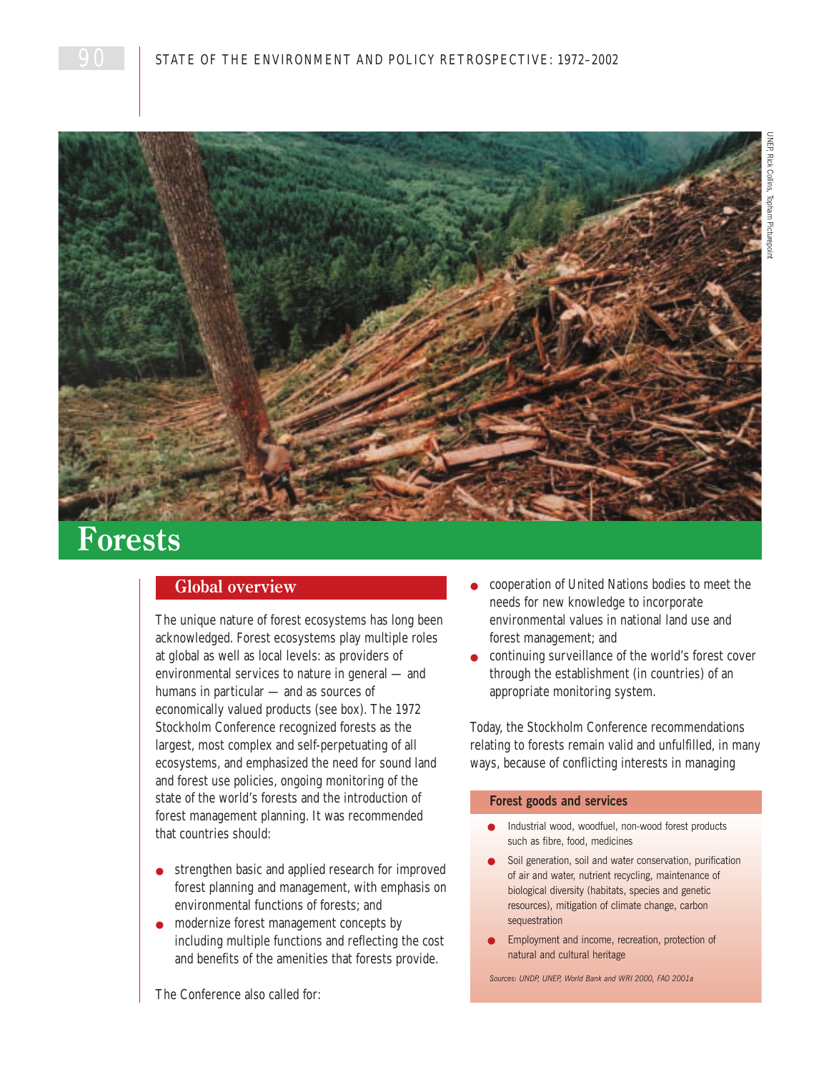UNEP, Rick Collins, Topham Picturepoint

# Forests

## Global overview

The unique nature of forest ecosystems has long been acknowledged. Forest ecosystems play multiple roles at global as well as local levels: as providers of environmental services to nature in general — and humans in particular — and as sources of economically valued products (see box). The 1972 Stockholm Conference recognized forests as the largest, most complex and self-perpetuating of all ecosystems, and emphasized the need for sound land and forest use policies, ongoing monitoring of the state of the world's forests and the introduction of forest management planning. It was recommended that countries should:

- strengthen basic and applied research for improved forest planning and management, with emphasis on environmental functions of forests; and
- modernize forest management concepts by including multiple functions and reflecting the cost and benefits of the amenities that forests provide.

The Conference also called for:

- cooperation of United Nations bodies to meet the needs for new knowledge to incorporate environmental values in national land use and forest management; and
- continuing surveillance of the world's forest cover through the establishment (in countries) of an appropriate monitoring system.

Today, the Stockholm Conference recommendations relating to forests remain valid and unfulfilled, in many ways, because of conflicting interests in managing

### Forest goods and services

- Industrial wood, woodfuel, non-wood forest products such as fibre, food, medicines
- Soil generation, soil and water conservation, purification of air and water, nutrient recycling, maintenance of biological diversity (habitats, species and genetic resources), mitigation of climate change, carbon sequestration
- Employment and income, recreation, protection of natural and cultural heritage

*Sources: UNDP, UNEP, World Bank and WRI 2000, FAO 2001a*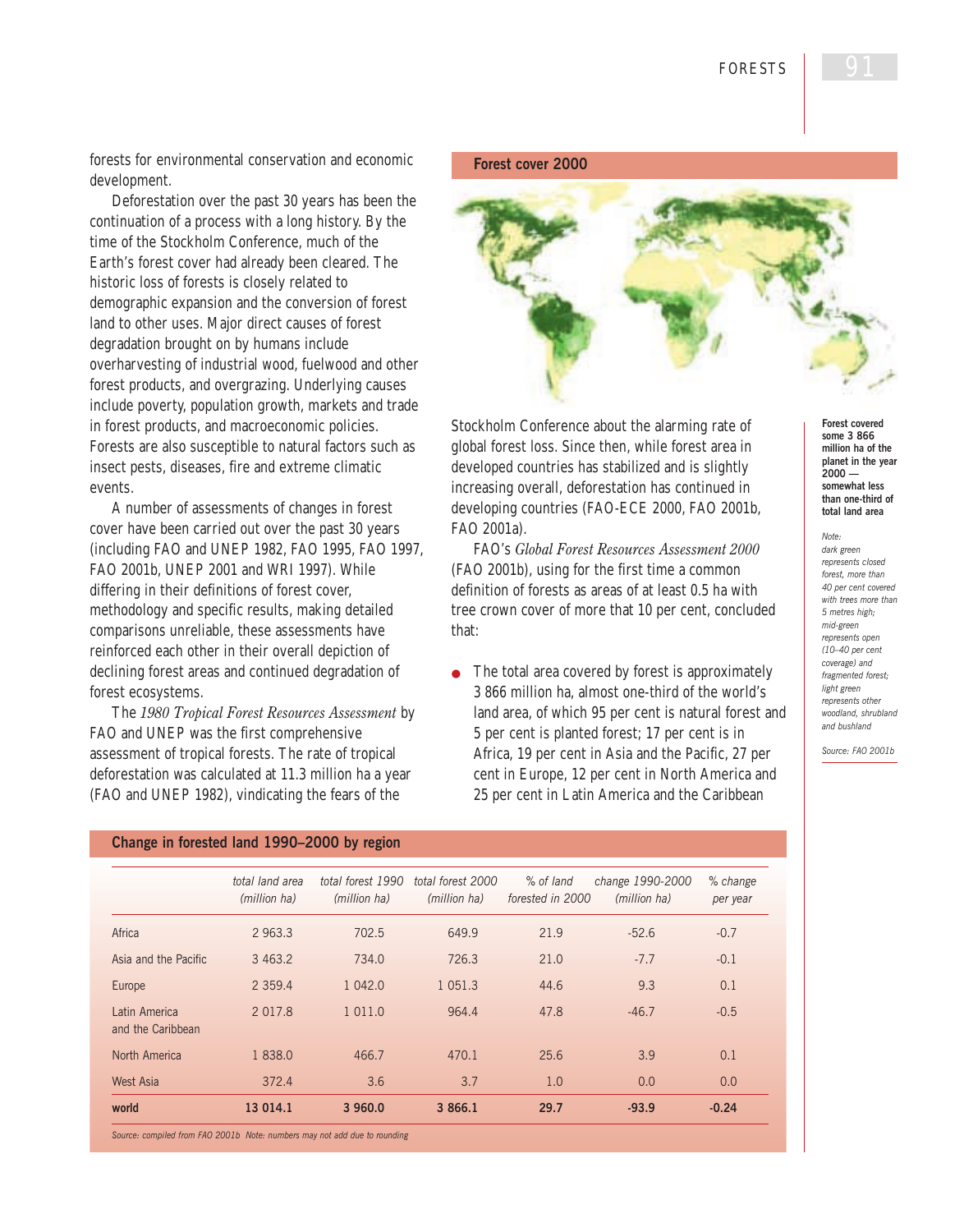forests for environmental conservation and economic development.

Deforestation over the past 30 years has been the continuation of a process with a long history. By the time of the Stockholm Conference, much of the Earth's forest cover had already been cleared. The historic loss of forests is closely related to demographic expansion and the conversion of forest land to other uses. Major direct causes of forest degradation brought on by humans include overharvesting of industrial wood, fuelwood and other forest products, and overgrazing. Underlying causes include poverty, population growth, markets and trade in forest products, and macroeconomic policies. Forests are also susceptible to natural factors such as insect pests, diseases, fire and extreme climatic events.

A number of assessments of changes in forest cover have been carried out over the past 30 years (including FAO and UNEP 1982, FAO 1995, FAO 1997, FAO 2001b, UNEP 2001 and WRI 1997). While differing in their definitions of forest cover, methodology and specific results, making detailed comparisons unreliable, these assessments have reinforced each other in their overall depiction of declining forest areas and continued degradation of forest ecosystems.

The *1980 Tropical Forest Resources Assessment* by FAO and UNEP was the first comprehensive assessment of tropical forests. The rate of tropical deforestation was calculated at 11.3 million ha a year (FAO and UNEP 1982), vindicating the fears of the Stockholm Conference about the alarming rate of global forest loss. Since then, while forest area in developed countries has stabilized and is slightly increasing overall, deforestation has continued in developing countries (FAO-ECE 2000, FAO 2001b, FAO 2001a).

FAO's *Global Forest Resources Assessment 2000* (FAO 2001b), using for the first time a common definition of forests as areas of at least 0.5 ha with tree crown cover of more that 10 per cent, concluded that:

- The total area covered by forest is approximately 3 866 million ha, almost one-third of the world's land area, of which 95 per cent is natural forest and 5 per cent is planted forest; 17 per cent is in Africa, 19 per cent in Asia and the Pacific, 27 per cent in Europe, 12 per cent in North America and 25 per cent in Latin America and the Caribbean

**Forest cover 2000**

**Forest covered some 3 866 million ha of the planet in the year 2000 — somewhat less than one-third of total land area**

*Note: dark green represents closed forest, more than 40 per cent covered with trees more than 5 metres high; mid-green represents open (10–40 per cent coverage) and fragmented forest; light green represents other woodland, shrubland and bushland*

*Source: FAO 2001b*

**Change in forested land 1990–2000 by region**

| | total land area (million ha) | total forest 1990 (million ha) | total forest 2000 (million ha) | % of land forested in 2000 | change 1990-2000 (million ha) | % change per year |
|---|---|---|---|---|---|---|
| Africa | 2 963.3 | 702.5 | 649.9 | 21.9 | -52.6 | -0.7 |
| Asia and the Pacific | 3 463.2 | 734.0 | 726.3 | 21.0 | -7.7 | -0.1 |
| Europe | 2 359.4 | 1 042.0 | 1 051.3 | 44.6 | 9.3 | 0.1 |
| Latin America and the Caribbean | 2 017.8 | 1 011.0 | 964.4 | 47.8 | -46.7 | -0.5 |
| North America | 1 838.0 | 466.7 | 470.1 | 25.6 | 3.9 | 0.1 |
| West Asia | 372.4 | 3.6 | 3.7 | 1.0 | 0.0 | 0.0 |
| **world** | **13 014.1** | **3 960.0** | **3 866.1** | **29.7** | **-93.9** | **-0.24** |

*Source: compiled from FAO 2001b Note: numbers may not add due to rounding*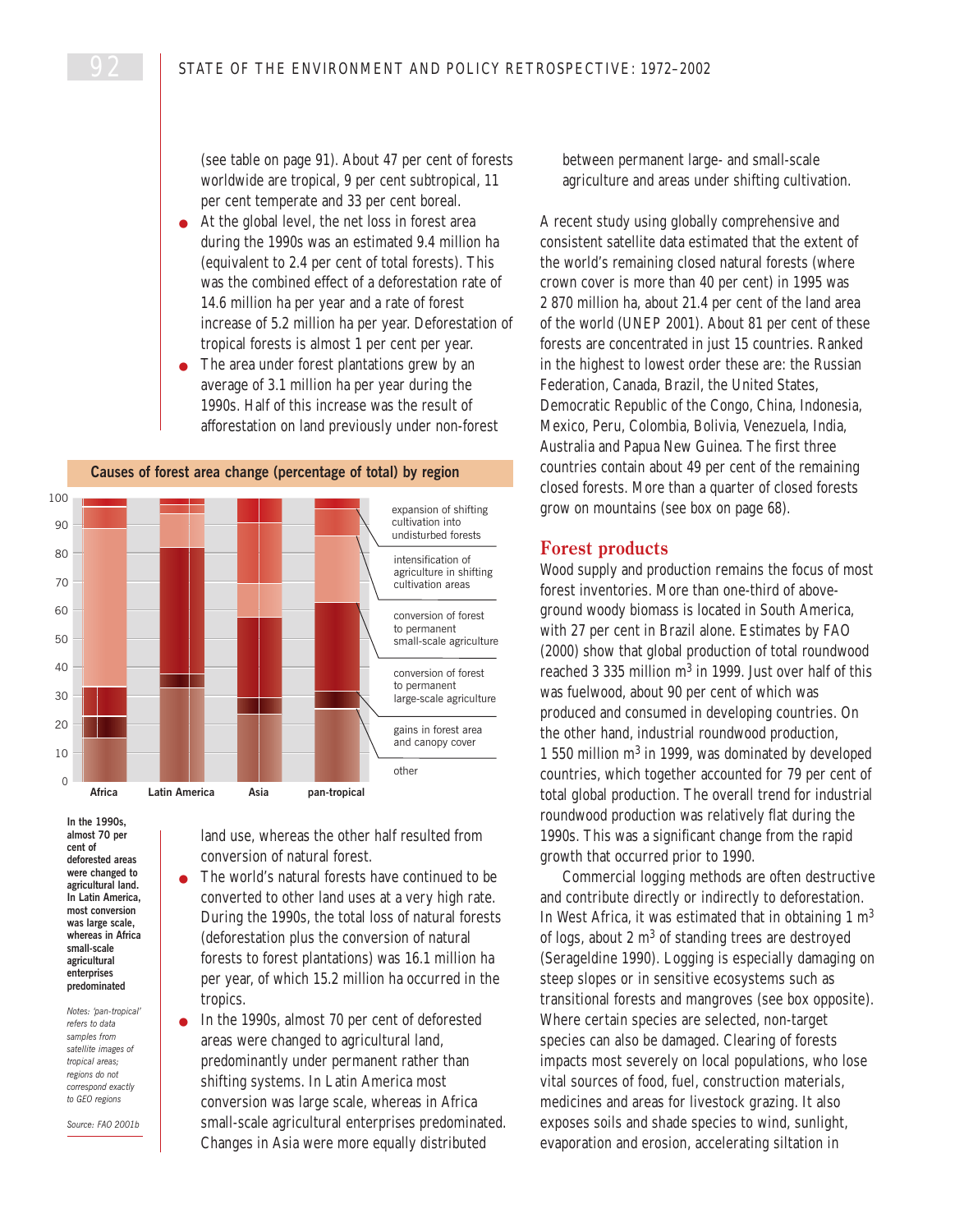(see table on page 91). About 47 per cent of forests worldwide are tropical, 9 per cent subtropical, 11 per cent temperate and 33 per cent boreal.

- At the global level, the net loss in forest area during the 1990s was an estimated 9.4 million ha (equivalent to 2.4 per cent of total forests). This was the combined effect of a deforestation rate of 14.6 million ha per year and a rate of forest increase of 5.2 million ha per year. Deforestation of tropical forests is almost 1 per cent per year.
- The area under forest plantations grew by an average of 3.1 million ha per year during the 1990s. Half of this increase was the result of afforestation on land previously under non-forest land use, whereas the other half resulted from conversion of natural forest.
- The world's natural forests have continued to be converted to other land uses at a very high rate. During the 1990s, the total loss of natural forests (deforestation plus the conversion of natural forests to forest plantations) was 16.1 million ha per year, of which 15.2 million ha occurred in the tropics.
- In the 1990s, almost 70 per cent of deforested areas were changed to agricultural land, predominantly under permanent rather than shifting systems. In Latin America most conversion was large scale, whereas in Africa small-scale agricultural enterprises predominated. Changes in Asia were more equally distributed between permanent large- and small-scale agriculture and areas under shifting cultivation.

**Causes of forest area change (percentage of total) by region**

Legend: expansion of shifting cultivation into undisturbed forests; intensification of agriculture in shifting cultivation areas; conversion of forest to permanent small-scale agriculture; conversion of forest to permanent large-scale agriculture; gains in forest area and canopy cover; other

Regions: Africa, Latin America, Asia, pan-tropical

**In the 1990s, almost 70 per cent of deforested areas were changed to agricultural land. In Latin America, most conversion was large scale, whereas in Africa small-scale agricultural enterprises predominated**

*Notes: 'pan-tropical' refers to data samples from satellite images of tropical areas; regions do not correspond exactly to GEO regions*

*Source: FAO 2001b*

A recent study using globally comprehensive and consistent satellite data estimated that the extent of the world's remaining closed natural forests (where crown cover is more than 40 per cent) in 1995 was 2 870 million ha, about 21.4 per cent of the land area of the world (UNEP 2001). About 81 per cent of these forests are concentrated in just 15 countries. Ranked in the highest to lowest order these are: the Russian Federation, Canada, Brazil, the United States, Democratic Republic of the Congo, China, Indonesia, Mexico, Peru, Colombia, Bolivia, Venezuela, India, Australia and Papua New Guinea. The first three countries contain about 49 per cent of the remaining closed forests. More than a quarter of closed forests grow on mountains (see box on page 68).

## Forest products

Wood supply and production remains the focus of most forest inventories. More than one-third of above-ground woody biomass is located in South America, with 27 per cent in Brazil alone. Estimates by FAO (2000) show that global production of total roundwood reached 3 335 million $m^3$ in 1999. Just over half of this was fuelwood, about 90 per cent of which was produced and consumed in developing countries. On the other hand, industrial roundwood production, 1 550 million $m^3$ in 1999, was dominated by developed countries, which together accounted for 79 per cent of total global production. The overall trend for industrial roundwood production was relatively flat during the 1990s. This was a significant change from the rapid growth that occurred prior to 1990.

Commercial logging methods are often destructive and contribute directly or indirectly to deforestation. In West Africa, it was estimated that in obtaining 1 $m^3$ of logs, about 2 $m^3$ of standing trees are destroyed (Serageldine 1990). Logging is especially damaging on steep slopes or in sensitive ecosystems such as transitional forests and mangroves (see box opposite). Where certain species are selected, non-target species can also be damaged. Clearing of forests impacts most severely on local populations, who lose vital sources of food, fuel, construction materials, medicines and areas for livestock grazing. It also exposes soils and shade species to wind, sunlight, evaporation and erosion, accelerating siltation in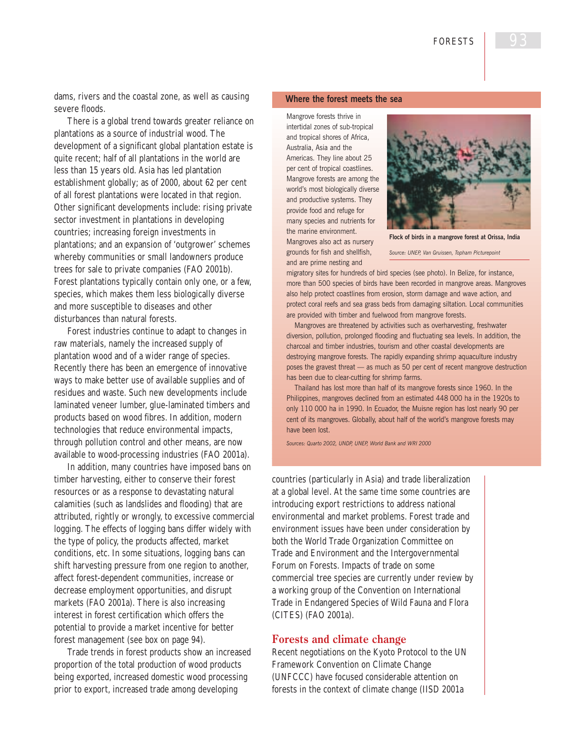dams, rivers and the coastal zone, as well as causing severe floods.

There is a global trend towards greater reliance on plantations as a source of industrial wood. The development of a significant global plantation estate is quite recent; half of all plantations in the world are less than 15 years old. Asia has led plantation establishment globally; as of 2000, about 62 per cent of all forest plantations were located in that region. Other significant developments include: rising private sector investment in plantations in developing countries; increasing foreign investments in plantations; and an expansion of 'outgrower' schemes whereby communities or small landowners produce trees for sale to private companies (FAO 2001b). Forest plantations typically contain only one, or a few, species, which makes them less biologically diverse and more susceptible to diseases and other disturbances than natural forests.

Forest industries continue to adapt to changes in raw materials, namely the increased supply of plantation wood and of a wider range of species. Recently there has been an emergence of innovative ways to make better use of available supplies and of residues and waste. Such new developments include laminated veneer lumber, glue-laminated timbers and products based on wood fibres. In addition, modern technologies that reduce environmental impacts, through pollution control and other means, are now available to wood-processing industries (FAO 2001a).

In addition, many countries have imposed bans on timber harvesting, either to conserve their forest resources or as a response to devastating natural calamities (such as landslides and flooding) that are attributed, rightly or wrongly, to excessive commercial logging. The effects of logging bans differ widely with the type of policy, the products affected, market conditions, etc. In some situations, logging bans can shift harvesting pressure from one region to another, affect forest-dependent communities, increase or decrease employment opportunities, and disrupt markets (FAO 2001a). There is also increasing interest in forest certification which offers the potential to provide a market incentive for better forest management (see box on page 94).

Trade trends in forest products show an increased proportion of the total production of wood products being exported, increased domestic wood processing prior to export, increased trade among developing countries (particularly in Asia) and trade liberalization at a global level. At the same time some countries are introducing export restrictions to address national environmental and market problems. Forest trade and environment issues have been under consideration by both the World Trade Organization Committee on Trade and Environment and the Intergovernmental Forum on Forests. Impacts of trade on some commercial tree species are currently under review by a working group of the Convention on International Trade in Endangered Species of Wild Fauna and Flora (CITES) (FAO 2001a).

### Where the forest meets the sea

Mangrove forests thrive in intertidal zones of sub-tropical and tropical shores of Africa, Australia, Asia and the Americas. They line about 25 per cent of tropical coastlines. Mangrove forests are among the world's most biologically diverse and productive systems. They provide food and refuge for many species and nutrients for the marine environment. Mangroves also act as nursery grounds for fish and shellfish, and are prime nesting and migratory sites for hundreds of bird species (see photo). In Belize, for instance, more than 500 species of birds have been recorded in mangrove areas. Mangroves also help protect coastlines from erosion, storm damage and wave action, and protect coral reefs and sea grass beds from damaging siltation. Local communities are provided with timber and fuelwood from mangrove forests.

**Flock of birds in a mangrove forest at Orissa, India**

*Source: UNEP, Van Gruissen, Topham Picturepoint*

Mangroves are threatened by activities such as overharvesting, freshwater diversion, pollution, prolonged flooding and fluctuating sea levels. In addition, the charcoal and timber industries, tourism and other coastal developments are destroying mangrove forests. The rapidly expanding shrimp aquaculture industry poses the gravest threat — as much as 50 per cent of recent mangrove destruction has been due to clear-cutting for shrimp farms.

Thailand has lost more than half of its mangrove forests since 1960. In the Philippines, mangroves declined from an estimated 448 000 ha in the 1920s to only 110 000 ha in 1990. In Ecuador, the Muisne region has lost nearly 90 per cent of its mangroves. Globally, about half of the world's mangrove forests may have been lost.

*Sources: Quarto 2002, UNDP, UNEP, World Bank and WRI 2000*

## Forests and climate change

Recent negotiations on the Kyoto Protocol to the UN Framework Convention on Climate Change (UNFCCC) have focused considerable attention on forests in the context of climate change (IISD 2001a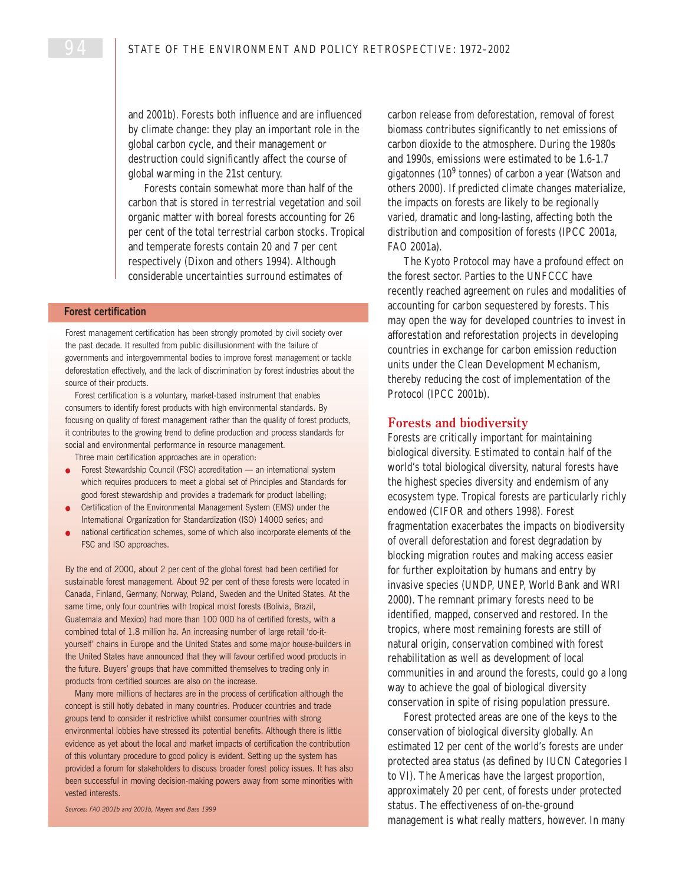and 2001b). Forests both influence and are influenced by climate change: they play an important role in the global carbon cycle, and their management or destruction could significantly affect the course of global warming in the 21st century.

Forests contain somewhat more than half of the carbon that is stored in terrestrial vegetation and soil organic matter with boreal forests accounting for 26 per cent of the total terrestrial carbon stocks. Tropical and temperate forests contain 20 and 7 per cent respectively (Dixon and others 1994). Although considerable uncertainties surround estimates of carbon release from deforestation, removal of forest biomass contributes significantly to net emissions of carbon dioxide to the atmosphere. During the 1980s and 1990s, emissions were estimated to be 1.6-1.7 gigatonnes ($10^9$ tonnes) of carbon a year (Watson and others 2000). If predicted climate changes materialize, the impacts on forests are likely to be regionally varied, dramatic and long-lasting, affecting both the distribution and composition of forests (IPCC 2001a, FAO 2001a).

The Kyoto Protocol may have a profound effect on the forest sector. Parties to the UNFCCC have recently reached agreement on rules and modalities of accounting for carbon sequestered by forests. This may open the way for developed countries to invest in afforestation and reforestation projects in developing countries in exchange for carbon emission reduction units under the Clean Development Mechanism, thereby reducing the cost of implementation of the Protocol (IPCC 2001b).

## Forest certification

Forest management certification has been strongly promoted by civil society over the past decade. It resulted from public disillusionment with the failure of governments and intergovernmental bodies to improve forest management or tackle deforestation effectively, and the lack of discrimination by forest industries about the source of their products.

Forest certification is a voluntary, market-based instrument that enables consumers to identify forest products with high environmental standards. By focusing on quality of forest management rather than the quality of forest products, it contributes to the growing trend to define production and process standards for social and environmental performance in resource management.

Three main certification approaches are in operation:

- Forest Stewardship Council (FSC) accreditation — an international system which requires producers to meet a global set of Principles and Standards for good forest stewardship and provides a trademark for product labelling;
- Certification of the Environmental Management System (EMS) under the International Organization for Standardization (ISO) 14000 series; and
- national certification schemes, some of which also incorporate elements of the FSC and ISO approaches.

By the end of 2000, about 2 per cent of the global forest had been certified for sustainable forest management. About 92 per cent of these forests were located in Canada, Finland, Germany, Norway, Poland, Sweden and the United States. At the same time, only four countries with tropical moist forests (Bolivia, Brazil, Guatemala and Mexico) had more than 100 000 ha of certified forests, with a combined total of 1.8 million ha. An increasing number of large retail 'do-it-yourself' chains in Europe and the United States and some major house-builders in the United States have announced that they will favour certified wood products in the future. Buyers' groups that have committed themselves to trading only in products from certified sources are also on the increase.

Many more millions of hectares are in the process of certification although the concept is still hotly debated in many countries. Producer countries and trade groups tend to consider it restrictive whilst consumer countries with strong environmental lobbies have stressed its potential benefits. Although there is little evidence as yet about the local and market impacts of certification the contribution of this voluntary procedure to good policy is evident. Setting up the system has provided a forum for stakeholders to discuss broader forest policy issues. It has also been successful in moving decision-making powers away from some minorities with vested interests.

*Sources: FAO 2001b and 2001b, Mayers and Bass 1999*

## Forests and biodiversity

Forests are critically important for maintaining biological diversity. Estimated to contain half of the world's total biological diversity, natural forests have the highest species diversity and endemism of any ecosystem type. Tropical forests are particularly richly endowed (CIFOR and others 1998). Forest fragmentation exacerbates the impacts on biodiversity of overall deforestation and forest degradation by blocking migration routes and making access easier for further exploitation by humans and entry by invasive species (UNDP, UNEP, World Bank and WRI 2000). The remnant primary forests need to be identified, mapped, conserved and restored. In the tropics, where most remaining forests are still of natural origin, conservation combined with forest rehabilitation as well as development of local communities in and around the forests, could go a long way to achieve the goal of biological diversity conservation in spite of rising population pressure.

Forest protected areas are one of the keys to the conservation of biological diversity globally. An estimated 12 per cent of the world's forests are under protected area status (as defined by IUCN Categories I to VI). The Americas have the largest proportion, approximately 20 per cent, of forests under protected status. The effectiveness of on-the-ground management is what really matters, however. In many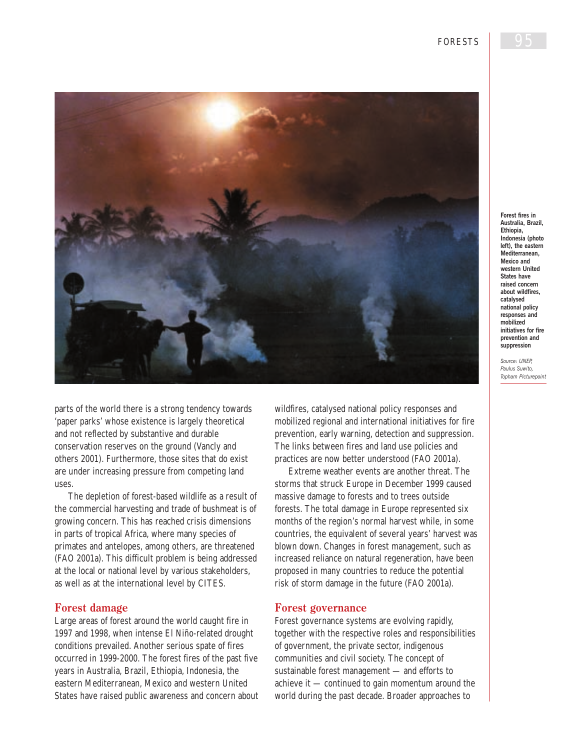Forest fires in Australia, Brazil, Ethiopia, Indonesia (photo left), the eastern Mediterranean, Mexico and western United States have raised concern about wildfires, catalysed national policy responses and mobilized initiatives for fire prevention and suppression

*Source: UNEP, Paulus Suwito, Topham Picturepoint*

parts of the world there is a strong tendency towards 'paper parks' whose existence is largely theoretical and not reflected by substantive and durable conservation reserves on the ground (Vancly and others 2001). Furthermore, those sites that do exist are under increasing pressure from competing land uses.

The depletion of forest-based wildlife as a result of the commercial harvesting and trade of bushmeat is of growing concern. This has reached crisis dimensions in parts of tropical Africa, where many species of primates and antelopes, among others, are threatened (FAO 2001a). This difficult problem is being addressed at the local or national level by various stakeholders, as well as at the international level by CITES.

## Forest damage

Large areas of forest around the world caught fire in 1997 and 1998, when intense El Niño-related drought conditions prevailed. Another serious spate of fires occurred in 1999-2000. The forest fires of the past five years in Australia, Brazil, Ethiopia, Indonesia, the eastern Mediterranean, Mexico and western United States have raised public awareness and concern about wildfires, catalysed national policy responses and mobilized regional and international initiatives for fire prevention, early warning, detection and suppression. The links between fires and land use policies and practices are now better understood (FAO 2001a).

Extreme weather events are another threat. The storms that struck Europe in December 1999 caused massive damage to forests and to trees outside forests. The total damage in Europe represented six months of the region's normal harvest while, in some countries, the equivalent of several years' harvest was blown down. Changes in forest management, such as increased reliance on natural regeneration, have been proposed in many countries to reduce the potential risk of storm damage in the future (FAO 2001a).

## Forest governance

Forest governance systems are evolving rapidly, together with the respective roles and responsibilities of government, the private sector, indigenous communities and civil society. The concept of sustainable forest management — and efforts to achieve it — continued to gain momentum around the world during the past decade. Broader approaches to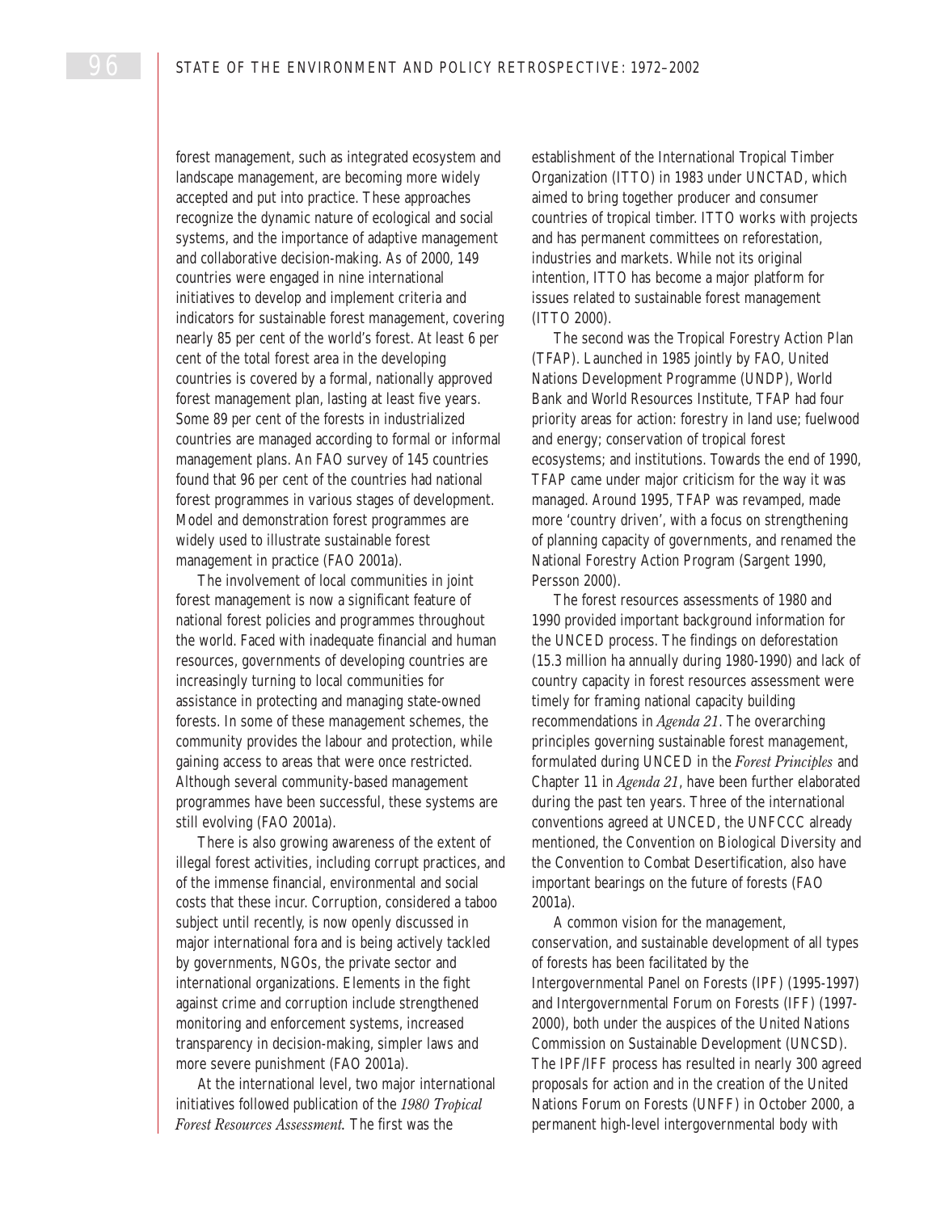forest management, such as integrated ecosystem and landscape management, are becoming more widely accepted and put into practice. These approaches recognize the dynamic nature of ecological and social systems, and the importance of adaptive management and collaborative decision-making. As of 2000, 149 countries were engaged in nine international initiatives to develop and implement criteria and indicators for sustainable forest management, covering nearly 85 per cent of the world's forest. At least 6 per cent of the total forest area in the developing countries is covered by a formal, nationally approved forest management plan, lasting at least five years. Some 89 per cent of the forests in industrialized countries are managed according to formal or informal management plans. An FAO survey of 145 countries found that 96 per cent of the countries had national forest programmes in various stages of development. Model and demonstration forest programmes are widely used to illustrate sustainable forest management in practice (FAO 2001a).

The involvement of local communities in joint forest management is now a significant feature of national forest policies and programmes throughout the world. Faced with inadequate financial and human resources, governments of developing countries are increasingly turning to local communities for assistance in protecting and managing state-owned forests. In some of these management schemes, the community provides the labour and protection, while gaining access to areas that were once restricted. Although several community-based management programmes have been successful, these systems are still evolving (FAO 2001a).

There is also growing awareness of the extent of illegal forest activities, including corrupt practices, and of the immense financial, environmental and social costs that these incur. Corruption, considered a taboo subject until recently, is now openly discussed in major international fora and is being actively tackled by governments, NGOs, the private sector and international organizations. Elements in the fight against crime and corruption include strengthened monitoring and enforcement systems, increased transparency in decision-making, simpler laws and more severe punishment (FAO 2001a).

At the international level, two major international initiatives followed publication of the *1980 Tropical Forest Resources Assessment*. The first was the establishment of the International Tropical Timber Organization (ITTO) in 1983 under UNCTAD, which aimed to bring together producer and consumer countries of tropical timber. ITTO works with projects and has permanent committees on reforestation, industries and markets. While not its original intention, ITTO has become a major platform for issues related to sustainable forest management (ITTO 2000).

The second was the Tropical Forestry Action Plan (TFAP). Launched in 1985 jointly by FAO, United Nations Development Programme (UNDP), World Bank and World Resources Institute, TFAP had four priority areas for action: forestry in land use; fuelwood and energy; conservation of tropical forest ecosystems; and institutions. Towards the end of 1990, TFAP came under major criticism for the way it was managed. Around 1995, TFAP was revamped, made more 'country driven', with a focus on strengthening of planning capacity of governments, and renamed the National Forestry Action Program (Sargent 1990, Persson 2000).

The forest resources assessments of 1980 and 1990 provided important background information for the UNCED process. The findings on deforestation (15.3 million ha annually during 1980-1990) and lack of country capacity in forest resources assessment were timely for framing national capacity building recommendations in *Agenda 21*. The overarching principles governing sustainable forest management, formulated during UNCED in the *Forest Principles* and Chapter 11 in *Agenda 21*, have been further elaborated during the past ten years. Three of the international conventions agreed at UNCED, the UNFCCC already mentioned, the Convention on Biological Diversity and the Convention to Combat Desertification, also have important bearings on the future of forests (FAO 2001a).

A common vision for the management, conservation, and sustainable development of all types of forests has been facilitated by the Intergovernmental Panel on Forests (IPF) (1995-1997) and Intergovernmental Forum on Forests (IFF) (1997-2000), both under the auspices of the United Nations Commission on Sustainable Development (UNCSD). The IPF/IFF process has resulted in nearly 300 agreed proposals for action and in the creation of the United Nations Forum on Forests (UNFF) in October 2000, a permanent high-level intergovernmental body with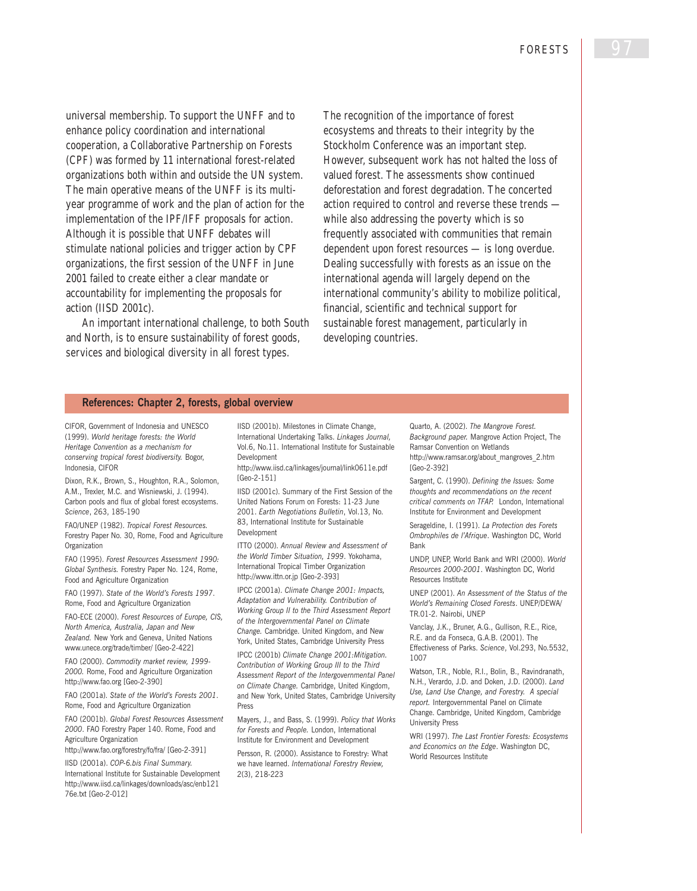universal membership. To support the UNFF and to enhance policy coordination and international cooperation, a Collaborative Partnership on Forests (CPF) was formed by 11 international forest-related organizations both within and outside the UN system. The main operative means of the UNFF is its multi-year programme of work and the plan of action for the implementation of the IPF/IFF proposals for action. Although it is possible that UNFF debates will stimulate national policies and trigger action by CPF organizations, the first session of the UNFF in June 2001 failed to create either a clear mandate or accountability for implementing the proposals for action (IISD 2001c).

An important international challenge, to both South and North, is to ensure sustainability of forest goods, services and biological diversity in all forest types.

The recognition of the importance of forest ecosystems and threats to their integrity by the Stockholm Conference was an important step. However, subsequent work has not halted the loss of valued forest. The assessments show continued deforestation and forest degradation. The concerted action required to control and reverse these trends — while also addressing the poverty which is so frequently associated with communities that remain dependent upon forest resources — is long overdue. Dealing successfully with forests as an issue on the international agenda will largely depend on the international community's ability to mobilize political, financial, scientific and technical support for sustainable forest management, particularly in developing countries.

## References: Chapter 2, forests, global overview

CIFOR, Government of Indonesia and UNESCO (1999). *World heritage forests: the World Heritage Convention as a mechanism for conserving tropical forest biodiversity.* Bogor, Indonesia, CIFOR

Dixon, R.K., Brown, S., Houghton, R.A., Solomon, A.M., Trexler, M.C. and Wisniewski, J. (1994). Carbon pools and flux of global forest ecosystems. *Science*, 263, 185-190

FAO/UNEP (1982). *Tropical Forest Resources.* Forestry Paper No. 30, Rome, Food and Agriculture Organization

FAO (1995). *Forest Resources Assessment 1990: Global Synthesis.* Forestry Paper No. 124, Rome, Food and Agriculture Organization

FAO (1997). *State of the World's Forests 1997*. Rome, Food and Agriculture Organization

FAO-ECE (2000). *Forest Resources of Europe, CIS, North America, Australia, Japan and New Zealand.* New York and Geneva, United Nations www.unece.org/trade/timber/ [Geo-2-422]

FAO (2000). *Commodity market review, 1999-2000.* Rome, Food and Agriculture Organization http://www.fao.org [Geo-2-390]

FAO (2001a). *State of the World's Forests 2001*. Rome, Food and Agriculture Organization

FAO (2001b). *Global Forest Resources Assessment 2000*. FAO Forestry Paper 140. Rome, Food and Agriculture Organization http://www.fao.org/forestry/fo/fra/ [Geo-2-391]

IISD (2001a). *COP-6.bis Final Summary.* International Institute for Sustainable Development http://www.iisd.ca/linkages/downloads/asc/enb12176e.txt [Geo-2-012]

IISD (2001b). Milestones in Climate Change, International Undertaking Talks. *Linkages Journal,* Vol.6, No.11. International Institute for Sustainable Development http://www.iisd.ca/linkages/journal/link0611e.pdf [Geo-2-151]

IISD (2001c). Summary of the First Session of the United Nations Forum on Forests: 11-23 June 2001. *Earth Negotiations Bulletin*, Vol.13, No. 83, International Institute for Sustainable Development

ITTO (2000). *Annual Review and Assessment of the World Timber Situation, 1999*. Yokohama, International Tropical Timber Organization http://www.ittn.or.jp [Geo-2-393]

IPCC (2001a). *Climate Change 2001: Impacts, Adaptation and Vulnerability. Contribution of Working Group II to the Third Assessment Report of the Intergovernmental Panel on Climate Change.* Cambridge. United Kingdom, and New York, United States, Cambridge University Press

IPCC (2001b) *Climate Change 2001:Mitigation. Contribution of Working Group III to the Third Assessment Report of the Intergovernmental Panel on Climate Change.* Cambridge, United Kingdom, and New York, United States, Cambridge University Press

Mayers, J., and Bass, S. (1999). *Policy that Works for Forests and People.* London, International Institute for Environment and Development

Persson, R. (2000). Assistance to Forestry: What we have learned. *International Forestry Review,* 2(3), 218-223

Quarto, A. (2002). *The Mangrove Forest. Background paper.* Mangrove Action Project, The Ramsar Convention on Wetlands http://www.ramsar.org/about_mangroves_2.htm [Geo-2-392]

Sargent, C. (1990). *Defining the Issues: Some thoughts and recommendations on the recent critical comments on TFAP.* London, International Institute for Environment and Development

Serageldine, I. (1991). *La Protection des Forets Ombrophiles de l'Afrique*. Washington DC, World Bank

UNDP, UNEP, World Bank and WRI (2000). *World Resources 2000-2001*. Washington DC, World Resources Institute

UNEP (2001). *An Assessment of the Status of the World's Remaining Closed Forests*. UNEP/DEWA/TR.01-2. Nairobi, UNEP

Vanclay, J.K., Bruner, A.G., Gullison, R.E., Rice, R.E. and da Fonseca, G.A.B. (2001). The Effectiveness of Parks. *Science*, Vol.293, No.5532, 1007

Watson, T.R., Noble, R.I., Bolin, B., Ravindranath, N.H., Verardo, J.D. and Doken, J.D. (2000). *Land Use, Land Use Change, and Forestry. A special report.* Intergovernmental Panel on Climate Change. Cambridge, United Kingdom, Cambridge University Press

WRI (1997). *The Last Frontier Forests: Ecosystems and Economics on the Edge*. Washington DC, World Resources Institute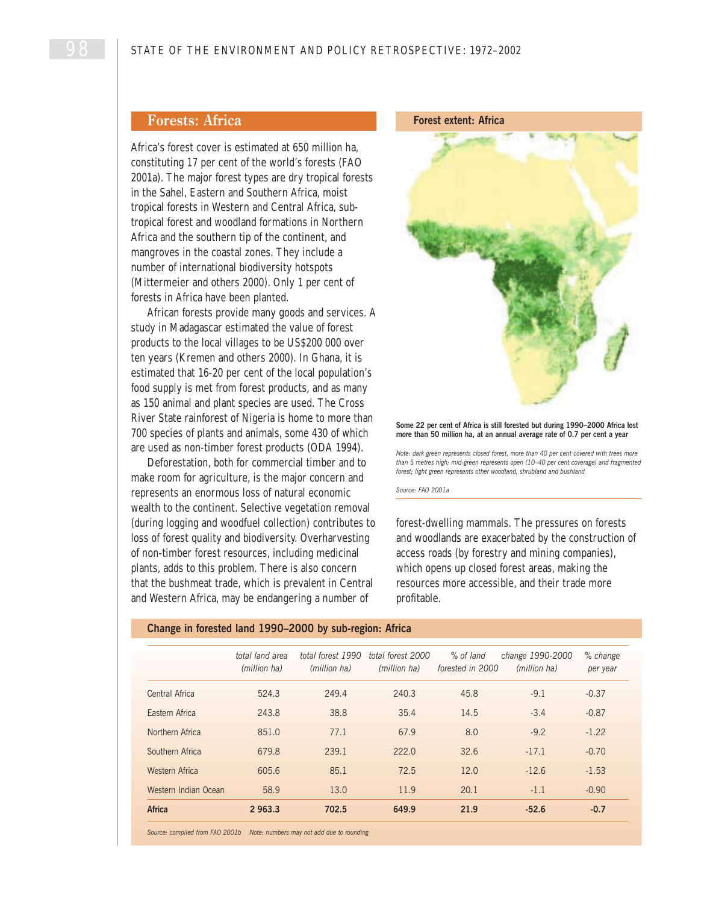## Forests: Africa

Africa's forest cover is estimated at 650 million ha, constituting 17 per cent of the world's forests (FAO 2001a). The major forest types are dry tropical forests in the Sahel, Eastern and Southern Africa, moist tropical forests in Western and Central Africa, sub-tropical forest and woodland formations in Northern Africa and the southern tip of the continent, and mangroves in the coastal zones. They include a number of international biodiversity hotspots (Mittermeier and others 2000). Only 1 per cent of forests in Africa have been planted.

African forests provide many goods and services. A study in Madagascar estimated the value of forest products to the local villages to be US$200 000 over ten years (Kremen and others 2000). In Ghana, it is estimated that 16-20 per cent of the local population's food supply is met from forest products, and as many as 150 animal and plant species are used. The Cross River State rainforest of Nigeria is home to more than 700 species of plants and animals, some 430 of which are used as non-timber forest products (ODA 1994).

Deforestation, both for commercial timber and to make room for agriculture, is the major concern and represents an enormous loss of natural economic wealth to the continent. Selective vegetation removal (during logging and woodfuel collection) contributes to loss of forest quality and biodiversity. Overharvesting of non-timber forest resources, including medicinal plants, adds to this problem. There is also concern that the bushmeat trade, which is prevalent in Central and Western Africa, may be endangering a number of forest-dwelling mammals. The pressures on forests and woodlands are exacerbated by the construction of access roads (by forestry and mining companies), which opens up closed forest areas, making the resources more accessible, and their trade more profitable.

**Forest extent: Africa**

**Some 22 per cent of Africa is still forested but during 1990–2000 Africa lost more than 50 million ha, at an annual average rate of 0.7 per cent a year**

*Note: dark green represents closed forest, more than 40 per cent covered with trees more than 5 metres high; mid-green represents open (10–40 per cent coverage) and fragmented forest; light green represents other woodland, shrubland and bushland*

*Source: FAO 2001a*

**Change in forested land 1990–2000 by sub-region: Africa**

| | total land area (million ha) | total forest 1990 (million ha) | total forest 2000 (million ha) | % of land forested in 2000 | change 1990-2000 (million ha) | % change per year |
|---|---|---|---|---|---|---|
| Central Africa | 524.3 | 249.4 | 240.3 | 45.8 | -9.1 | -0.37 |
| Eastern Africa | 243.8 | 38.8 | 35.4 | 14.5 | -3.4 | -0.87 |
| Northern Africa | 851.0 | 77.1 | 67.9 | 8.0 | -9.2 | -1.22 |
| Southern Africa | 679.8 | 239.1 | 222.0 | 32.6 | -17.1 | -0.70 |
| Western Africa | 605.6 | 85.1 | 72.5 | 12.0 | -12.6 | -1.53 |
| Western Indian Ocean | 58.9 | 13.0 | 11.9 | 20.1 | -1.1 | -0.90 |
| **Africa** | **2 963.3** | **702.5** | **649.9** | **21.9** | **-52.6** | **-0.7** |

*Source: compiled from FAO 2001b   Note: numbers may not add due to rounding*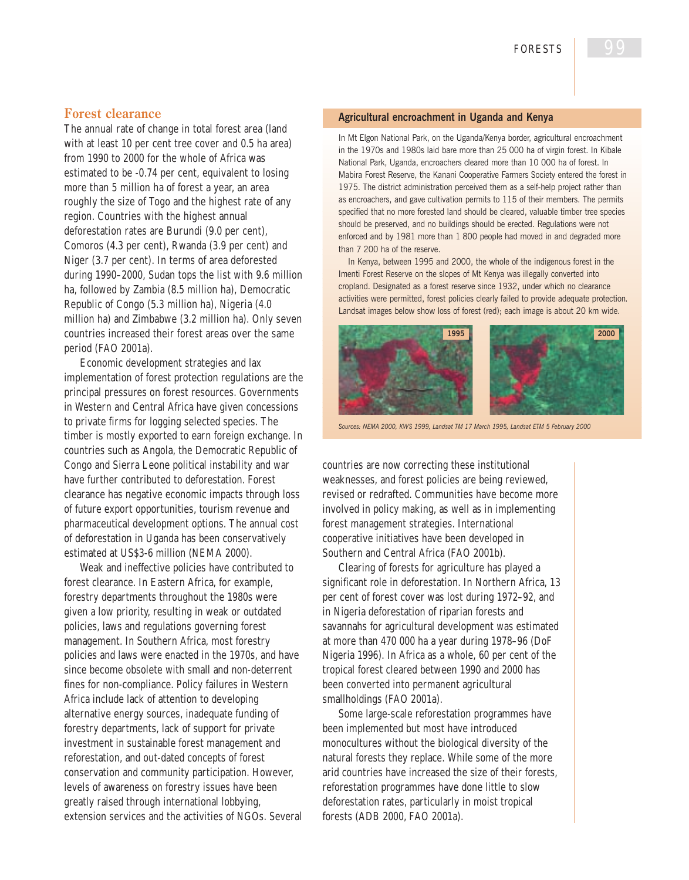## Forest clearance

The annual rate of change in total forest area (land with at least 10 per cent tree cover and 0.5 ha area) from 1990 to 2000 for the whole of Africa was estimated to be -0.74 per cent, equivalent to losing more than 5 million ha of forest a year, an area roughly the size of Togo and the highest rate of any region. Countries with the highest annual deforestation rates are Burundi (9.0 per cent), Comoros (4.3 per cent), Rwanda (3.9 per cent) and Niger (3.7 per cent). In terms of area deforested during 1990–2000, Sudan tops the list with 9.6 million ha, followed by Zambia (8.5 million ha), Democratic Republic of Congo (5.3 million ha), Nigeria (4.0 million ha) and Zimbabwe (3.2 million ha). Only seven countries increased their forest areas over the same period (FAO 2001a).

Economic development strategies and lax implementation of forest protection regulations are the principal pressures on forest resources. Governments in Western and Central Africa have given concessions to private firms for logging selected species. The timber is mostly exported to earn foreign exchange. In countries such as Angola, the Democratic Republic of Congo and Sierra Leone political instability and war have further contributed to deforestation. Forest clearance has negative economic impacts through loss of future export opportunities, tourism revenue and pharmaceutical development options. The annual cost of deforestation in Uganda has been conservatively estimated at US$3-6 million (NEMA 2000).

Weak and ineffective policies have contributed to forest clearance. In Eastern Africa, for example, forestry departments throughout the 1980s were given a low priority, resulting in weak or outdated policies, laws and regulations governing forest management. In Southern Africa, most forestry policies and laws were enacted in the 1970s, and have since become obsolete with small and non-deterrent fines for non-compliance. Policy failures in Western Africa include lack of attention to developing alternative energy sources, inadequate funding of forestry departments, lack of support for private investment in sustainable forest management and reforestation, and out-dated concepts of forest conservation and community participation. However, levels of awareness on forestry issues have been greatly raised through international lobbying, extension services and the activities of NGOs. Several countries are now correcting these institutional weaknesses, and forest policies are being reviewed, revised or redrafted. Communities have become more involved in policy making, as well as in implementing forest management strategies. International cooperative initiatives have been developed in Southern and Central Africa (FAO 2001b).

Clearing of forests for agriculture has played a significant role in deforestation. In Northern Africa, 13 per cent of forest cover was lost during 1972–92, and in Nigeria deforestation of riparian forests and savannahs for agricultural development was estimated at more than 470 000 ha a year during 1978–96 (DoF Nigeria 1996). In Africa as a whole, 60 per cent of the tropical forest cleared between 1990 and 2000 has been converted into permanent agricultural smallholdings (FAO 2001a).

Some large-scale reforestation programmes have been implemented but most have introduced monocultures without the biological diversity of the natural forests they replace. While some of the more arid countries have increased the size of their forests, reforestation programmes have done little to slow deforestation rates, particularly in moist tropical forests (ADB 2000, FAO 2001a).

### Agricultural encroachment in Uganda and Kenya

In Mt Elgon National Park, on the Uganda/Kenya border, agricultural encroachment in the 1970s and 1980s laid bare more than 25 000 ha of virgin forest. In Kibale National Park, Uganda, encroachers cleared more than 10 000 ha of forest. In Mabira Forest Reserve, the Kanani Cooperative Farmers Society entered the forest in 1975. The district administration perceived them as a self-help project rather than as encroachers, and gave cultivation permits to 115 of their members. The permits specified that no more forested land should be cleared, valuable timber tree species should be preserved, and no buildings should be erected. Regulations were not enforced and by 1981 more than 1 800 people had moved in and degraded more than 7 200 ha of the reserve.

In Kenya, between 1995 and 2000, the whole of the indigenous forest in the Imenti Forest Reserve on the slopes of Mt Kenya was illegally converted into cropland. Designated as a forest reserve since 1932, under which no clearance activities were permitted, forest policies clearly failed to provide adequate protection. Landsat images below show loss of forest (red); each image is about 20 km wide.

1995 | 2000

*Sources: NEMA 2000, KWS 1999, Landsat TM 17 March 1995, Landsat ETM 5 February 2000*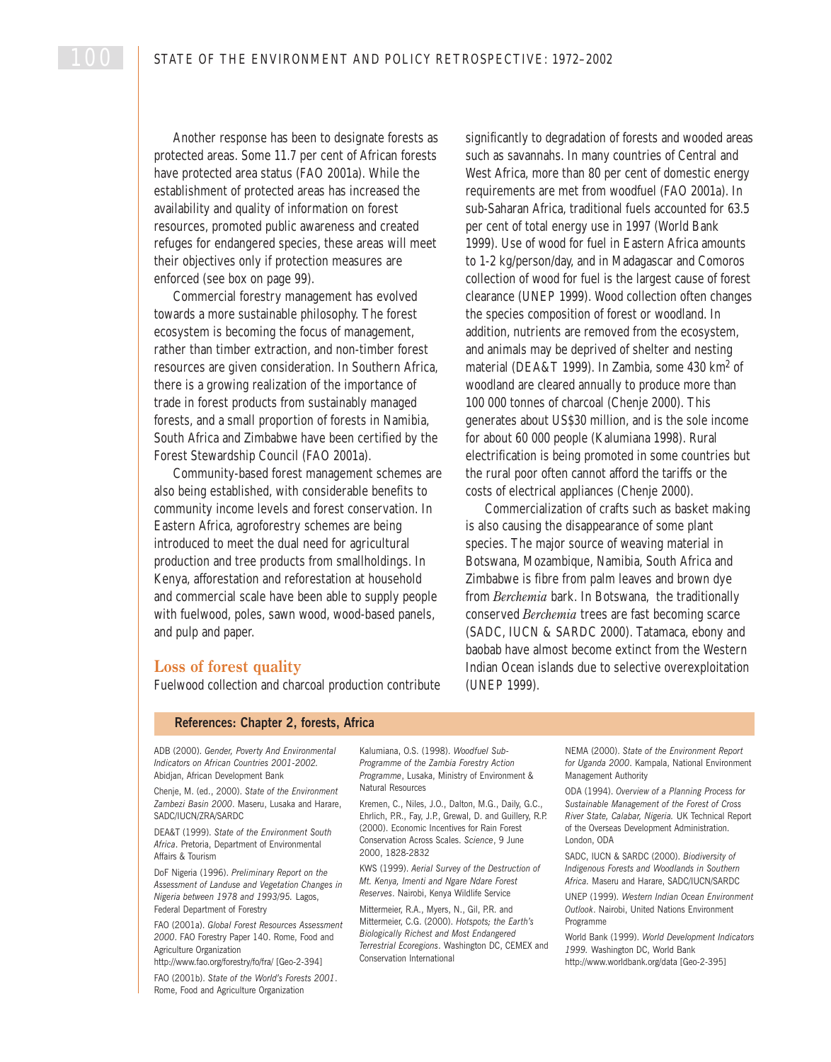Another response has been to designate forests as protected areas. Some 11.7 per cent of African forests have protected area status (FAO 2001a). While the establishment of protected areas has increased the availability and quality of information on forest resources, promoted public awareness and created refuges for endangered species, these areas will meet their objectives only if protection measures are enforced (see box on page 99).

Commercial forestry management has evolved towards a more sustainable philosophy. The forest ecosystem is becoming the focus of management, rather than timber extraction, and non-timber forest resources are given consideration. In Southern Africa, there is a growing realization of the importance of trade in forest products from sustainably managed forests, and a small proportion of forests in Namibia, South Africa and Zimbabwe have been certified by the Forest Stewardship Council (FAO 2001a).

Community-based forest management schemes are also being established, with considerable benefits to community income levels and forest conservation. In Eastern Africa, agroforestry schemes are being introduced to meet the dual need for agricultural production and tree products from smallholdings. In Kenya, afforestation and reforestation at household and commercial scale have been able to supply people with fuelwood, poles, sawn wood, wood-based panels, and pulp and paper.

## Loss of forest quality

Fuelwood collection and charcoal production contribute significantly to degradation of forests and wooded areas such as savannahs. In many countries of Central and West Africa, more than 80 per cent of domestic energy requirements are met from woodfuel (FAO 2001a). In sub-Saharan Africa, traditional fuels accounted for 63.5 per cent of total energy use in 1997 (World Bank 1999). Use of wood for fuel in Eastern Africa amounts to 1-2 kg/person/day, and in Madagascar and Comoros collection of wood for fuel is the largest cause of forest clearance (UNEP 1999). Wood collection often changes the species composition of forest or woodland. In addition, nutrients are removed from the ecosystem, and animals may be deprived of shelter and nesting material (DEA&T 1999). In Zambia, some 430 $km^2$ of woodland are cleared annually to produce more than 100 000 tonnes of charcoal (Chenje 2000). This generates about US$30 million, and is the sole income for about 60 000 people (Kalumiana 1998). Rural electrification is being promoted in some countries but the rural poor often cannot afford the tariffs or the costs of electrical appliances (Chenje 2000).

Commercialization of crafts such as basket making is also causing the disappearance of some plant species. The major source of weaving material in Botswana, Mozambique, Namibia, South Africa and Zimbabwe is fibre from palm leaves and brown dye from *Berchemia* bark. In Botswana, the traditionally conserved *Berchemia* trees are fast becoming scarce (SADC, IUCN & SARDC 2000). Tatamaca, ebony and baobab have almost become extinct from the Western Indian Ocean islands due to selective overexploitation (UNEP 1999).

## References: Chapter 2, forests, Africa

ADB (2000). *Gender, Poverty And Environmental Indicators on African Countries 2001-2002.* Abidjan, African Development Bank

Chenje, M. (ed., 2000). *State of the Environment Zambezi Basin 2000*. Maseru, Lusaka and Harare, SADC/IUCN/ZRA/SARDC

DEA&T (1999). *State of the Environment South Africa*. Pretoria, Department of Environmental Affairs & Tourism

DoF Nigeria (1996). *Preliminary Report on the Assessment of Landuse and Vegetation Changes in Nigeria between 1978 and 1993/95.* Lagos, Federal Department of Forestry

FAO (2001a). *Global Forest Resources Assessment 2000*. FAO Forestry Paper 140. Rome, Food and Agriculture Organization
http://www.fao.org/forestry/fo/fra/ [Geo-2-394]

FAO (2001b). *State of the World's Forests 2001*. Rome, Food and Agriculture Organization

Kalumiana, O.S. (1998). *Woodfuel Sub-Programme of the Zambia Forestry Action Programme*, Lusaka, Ministry of Environment & Natural Resources

Kremen, C., Niles, J.O., Dalton, M.G., Daily, G.C., Ehrlich, P.R., Fay, J.P., Grewal, D. and Guillery, R.P. (2000). Economic Incentives for Rain Forest Conservation Across Scales. *Science*, 9 June 2000, 1828-2832

KWS (1999). *Aerial Survey of the Destruction of Mt. Kenya, Imenti and Ngare Ndare Forest Reserves*. Nairobi, Kenya Wildlife Service

Mittermeier, R.A., Myers, N., Gil, P.R. and Mittermeier, C.G. (2000). *Hotspots; the Earth's Biologically Richest and Most Endangered Terrestrial Ecoregions*. Washington DC, CEMEX and Conservation International

NEMA (2000). *State of the Environment Report for Uganda 2000*. Kampala, National Environment Management Authority

ODA (1994). *Overview of a Planning Process for Sustainable Management of the Forest of Cross River State, Calabar, Nigeria.* UK Technical Report of the Overseas Development Administration. London, ODA

SADC, IUCN & SARDC (2000). *Biodiversity of Indigenous Forests and Woodlands in Southern Africa.* Maseru and Harare, SADC/IUCN/SARDC

UNEP (1999). *Western Indian Ocean Environment Outlook*. Nairobi, United Nations Environment Programme

World Bank (1999). *World Development Indicators 1999.* Washington DC, World Bank
http://www.worldbank.org/data [Geo-2-395]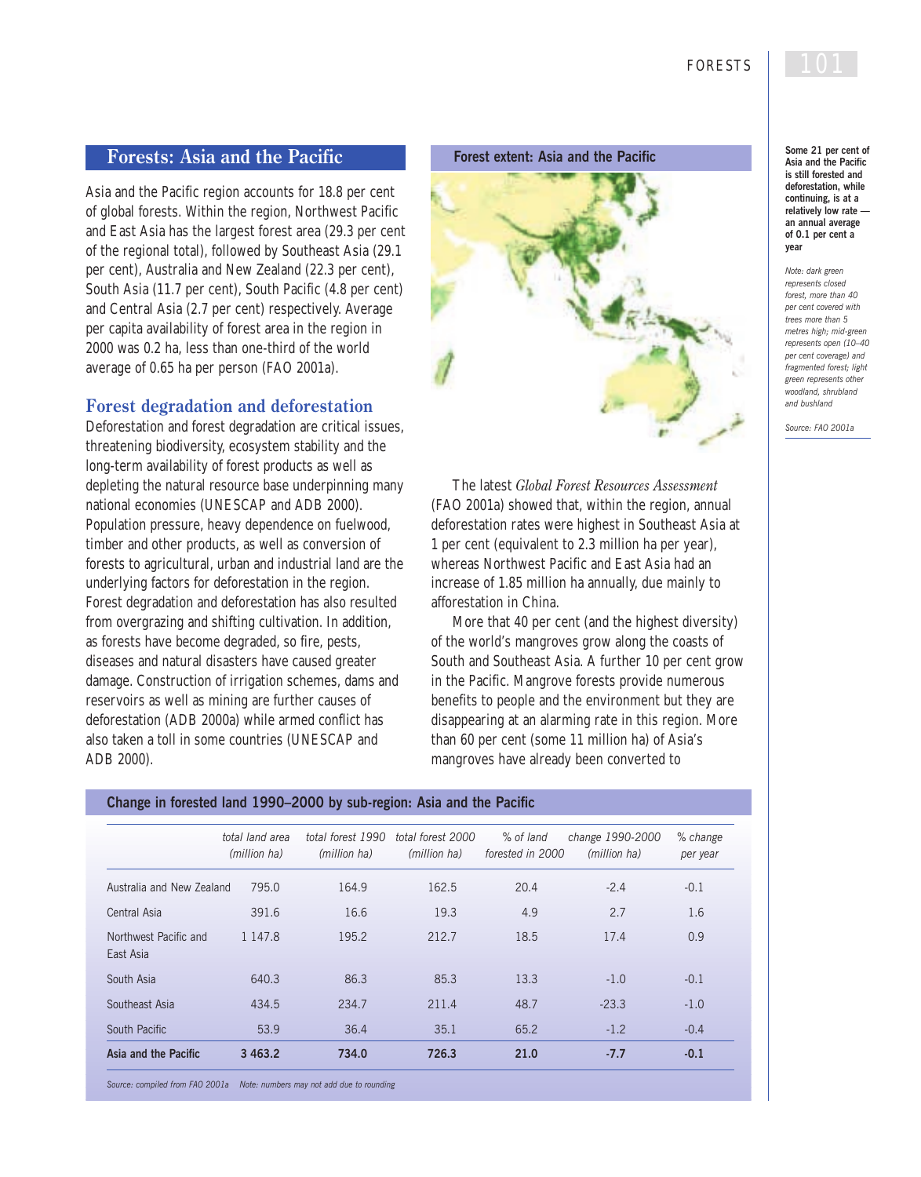## Forests: Asia and the Pacific

Asia and the Pacific region accounts for 18.8 per cent of global forests. Within the region, Northwest Pacific and East Asia has the largest forest area (29.3 per cent of the regional total), followed by Southeast Asia (29.1 per cent), Australia and New Zealand (22.3 per cent), South Asia (11.7 per cent), South Pacific (4.8 per cent) and Central Asia (2.7 per cent) respectively. Average per capita availability of forest area in the region in 2000 was 0.2 ha, less than one-third of the world average of 0.65 ha per person (FAO 2001a).

### Forest degradation and deforestation

Deforestation and forest degradation are critical issues, threatening biodiversity, ecosystem stability and the long-term availability of forest products as well as depleting the natural resource base underpinning many national economies (UNESCAP and ADB 2000). Population pressure, heavy dependence on fuelwood, timber and other products, as well as conversion of forests to agricultural, urban and industrial land are the underlying factors for deforestation in the region. Forest degradation and deforestation has also resulted from overgrazing and shifting cultivation. In addition, as forests have become degraded, so fire, pests, diseases and natural disasters have caused greater damage. Construction of irrigation schemes, dams and reservoirs as well as mining are further causes of deforestation (ADB 2000a) while armed conflict has also taken a toll in some countries (UNESCAP and ADB 2000).

**Forest extent: Asia and the Pacific**

**Some 21 per cent of Asia and the Pacific is still forested and deforestation, while continuing, is at a relatively low rate — an annual average of 0.1 per cent a year**

*Note: dark green represents closed forest, more than 40 per cent covered with trees more than 5 metres high; mid-green represents open (10–40 per cent coverage) and fragmented forest; light green represents other woodland, shrubland and bushland*

*Source: FAO 2001a*

The latest *Global Forest Resources Assessment* (FAO 2001a) showed that, within the region, annual deforestation rates were highest in Southeast Asia at 1 per cent (equivalent to 2.3 million ha per year), whereas Northwest Pacific and East Asia had an increase of 1.85 million ha annually, due mainly to afforestation in China.

More that 40 per cent (and the highest diversity) of the world's mangroves grow along the coasts of South and Southeast Asia. A further 10 per cent grow in the Pacific. Mangrove forests provide numerous benefits to people and the environment but they are disappearing at an alarming rate in this region. More than 60 per cent (some 11 million ha) of Asia's mangroves have already been converted to

**Change in forested land 1990–2000 by sub-region: Asia and the Pacific**

| | *total land area (million ha)* | *total forest 1990 (million ha)* | *total forest 2000 (million ha)* | *% of land forested in 2000* | *change 1990-2000 (million ha)* | *% change per year* |
|---|---|---|---|---|---|---|
| Australia and New Zealand | 795.0 | 164.9 | 162.5 | 20.4 | -2.4 | -0.1 |
| Central Asia | 391.6 | 16.6 | 19.3 | 4.9 | 2.7 | 1.6 |
| Northwest Pacific and East Asia | 1 147.8 | 195.2 | 212.7 | 18.5 | 17.4 | 0.9 |
| South Asia | 640.3 | 86.3 | 85.3 | 13.3 | -1.0 | -0.1 |
| Southeast Asia | 434.5 | 234.7 | 211.4 | 48.7 | -23.3 | -1.0 |
| South Pacific | 53.9 | 36.4 | 35.1 | 65.2 | -1.2 | -0.4 |
| **Asia and the Pacific** | **3 463.2** | **734.0** | **726.3** | **21.0** | **-7.7** | **-0.1** |

*Source: compiled from FAO 2001a   Note: numbers may not add due to rounding*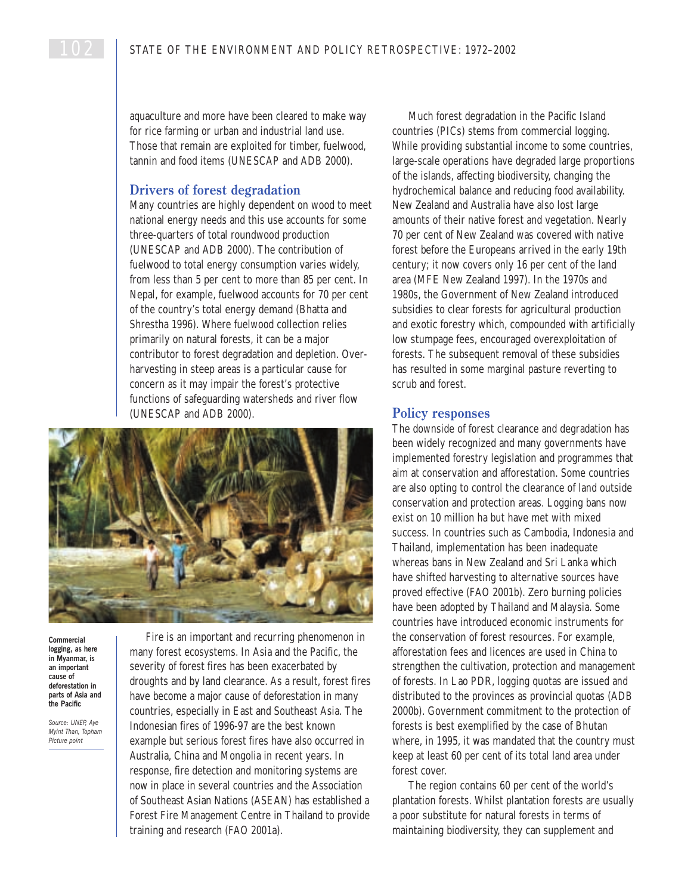aquaculture and more have been cleared to make way for rice farming or urban and industrial land use. Those that remain are exploited for timber, fuelwood, tannin and food items (UNESCAP and ADB 2000).

## Drivers of forest degradation

Many countries are highly dependent on wood to meet national energy needs and this use accounts for some three-quarters of total roundwood production (UNESCAP and ADB 2000). The contribution of fuelwood to total energy consumption varies widely, from less than 5 per cent to more than 85 per cent. In Nepal, for example, fuelwood accounts for 70 per cent of the country's total energy demand (Bhatta and Shrestha 1996). Where fuelwood collection relies primarily on natural forests, it can be a major contributor to forest degradation and depletion. Over-harvesting in steep areas is a particular cause for concern as it may impair the forest's protective functions of safeguarding watersheds and river flow (UNESCAP and ADB 2000).

**Commercial logging, as here in Myanmar, is an important cause of deforestation in parts of Asia and the Pacific**

*Source: UNEP, Aye Myint Than, Topham Picture point*

Fire is an important and recurring phenomenon in many forest ecosystems. In Asia and the Pacific, the severity of forest fires has been exacerbated by droughts and by land clearance. As a result, forest fires have become a major cause of deforestation in many countries, especially in East and Southeast Asia. The Indonesian fires of 1996-97 are the best known example but serious forest fires have also occurred in Australia, China and Mongolia in recent years. In response, fire detection and monitoring systems are now in place in several countries and the Association of Southeast Asian Nations (ASEAN) has established a Forest Fire Management Centre in Thailand to provide training and research (FAO 2001a).

Much forest degradation in the Pacific Island countries (PICs) stems from commercial logging. While providing substantial income to some countries, large-scale operations have degraded large proportions of the islands, affecting biodiversity, changing the hydrochemical balance and reducing food availability. New Zealand and Australia have also lost large amounts of their native forest and vegetation. Nearly 70 per cent of New Zealand was covered with native forest before the Europeans arrived in the early 19th century; it now covers only 16 per cent of the land area (MFE New Zealand 1997). In the 1970s and 1980s, the Government of New Zealand introduced subsidies to clear forests for agricultural production and exotic forestry which, compounded with artificially low stumpage fees, encouraged overexploitation of forests. The subsequent removal of these subsidies has resulted in some marginal pasture reverting to scrub and forest.

## Policy responses

The downside of forest clearance and degradation has been widely recognized and many governments have implemented forestry legislation and programmes that aim at conservation and afforestation. Some countries are also opting to control the clearance of land outside conservation and protection areas. Logging bans now exist on 10 million ha but have met with mixed success. In countries such as Cambodia, Indonesia and Thailand, implementation has been inadequate whereas bans in New Zealand and Sri Lanka which have shifted harvesting to alternative sources have proved effective (FAO 2001b). Zero burning policies have been adopted by Thailand and Malaysia. Some countries have introduced economic instruments for the conservation of forest resources. For example, afforestation fees and licences are used in China to strengthen the cultivation, protection and management of forests. In Lao PDR, logging quotas are issued and distributed to the provinces as provincial quotas (ADB 2000b). Government commitment to the protection of forests is best exemplified by the case of Bhutan where, in 1995, it was mandated that the country must keep at least 60 per cent of its total land area under forest cover.

The region contains 60 per cent of the world's plantation forests. Whilst plantation forests are usually a poor substitute for natural forests in terms of maintaining biodiversity, they can supplement and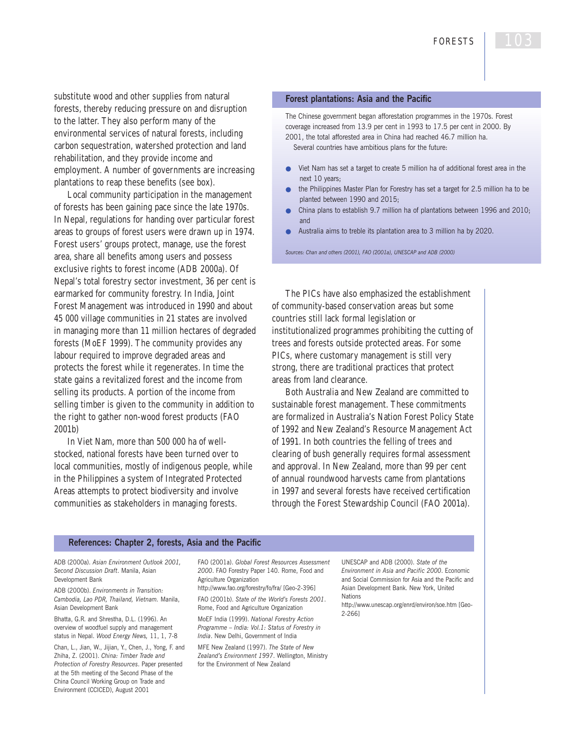substitute wood and other supplies from natural forests, thereby reducing pressure on and disruption to the latter. They also perform many of the environmental services of natural forests, including carbon sequestration, watershed protection and land rehabilitation, and they provide income and employment. A number of governments are increasing plantations to reap these benefits (see box).

Local community participation in the management of forests has been gaining pace since the late 1970s. In Nepal, regulations for handing over particular forest areas to groups of forest users were drawn up in 1974. Forest users' groups protect, manage, use the forest area, share all benefits among users and possess exclusive rights to forest income (ADB 2000a). Of Nepal's total forestry sector investment, 36 per cent is earmarked for community forestry. In India, Joint Forest Management was introduced in 1990 and about 45 000 village communities in 21 states are involved in managing more than 11 million hectares of degraded forests (MoEF 1999). The community provides any labour required to improve degraded areas and protects the forest while it regenerates. In time the state gains a revitalized forest and the income from selling its products. A portion of the income from selling timber is given to the community in addition to the right to gather non-wood forest products (FAO 2001b)

In Viet Nam, more than 500 000 ha of well-stocked, national forests have been turned over to local communities, mostly of indigenous people, while in the Philippines a system of Integrated Protected Areas attempts to protect biodiversity and involve communities as stakeholders in managing forests.

### Forest plantations: Asia and the Pacific

The Chinese government began afforestation programmes in the 1970s. Forest coverage increased from 13.9 per cent in 1993 to 17.5 per cent in 2000. By 2001, the total afforested area in China had reached 46.7 million ha.

Several countries have ambitious plans for the future:

- Viet Nam has set a target to create 5 million ha of additional forest area in the next 10 years;
- the Philippines Master Plan for Forestry has set a target for 2.5 million ha to be planted between 1990 and 2015;
- China plans to establish 9.7 million ha of plantations between 1996 and 2010; and
- Australia aims to treble its plantation area to 3 million ha by 2020.

*Sources: Chan and others (2001), FAO (2001a), UNESCAP and ADB (2000)*

The PICs have also emphasized the establishment of community-based conservation areas but some countries still lack formal legislation or institutionalized programmes prohibiting the cutting of trees and forests outside protected areas. For some PICs, where customary management is still very strong, there are traditional practices that protect areas from land clearance.

Both Australia and New Zealand are committed to sustainable forest management. These commitments are formalized in Australia's Nation Forest Policy State of 1992 and New Zealand's Resource Management Act of 1991. In both countries the felling of trees and clearing of bush generally requires formal assessment and approval. In New Zealand, more than 99 per cent of annual roundwood harvests came from plantations in 1997 and several forests have received certification through the Forest Stewardship Council (FAO 2001a).

## References: Chapter 2, forests, Asia and the Pacific

ADB (2000a). *Asian Environment Outlook 2001, Second Discussion Draft*. Manila, Asian Development Bank

ADB (2000b). *Environments in Transition: Cambodia, Lao PDR, Thailand, Vietnam.* Manila, Asian Development Bank

Bhatta, G.R. and Shrestha, D.L. (1996). An overview of woodfuel supply and management status in Nepal. *Wood Energy News,* 11, 1, 7-8

Chan, L., Jian, W., Jijian, Y., Chen, J., Yong, F. and Zhiha, Z. (2001). *China: Timber Trade and Protection of Forestry Resources*. Paper presented at the 5th meeting of the Second Phase of the China Council Working Group on Trade and Environment (CCICED), August 2001

FAO (2001a). *Global Forest Resources Assessment 2000*. FAO Forestry Paper 140. Rome, Food and Agriculture Organization
http://www.fao.org/forestry/fo/fra/ [Geo-2-396]

FAO (2001b). *State of the World's Forests 2001*. Rome, Food and Agriculture Organization

MoEF India (1999). *National Forestry Action Programme – India: Vol.1: Status of Forestry in India*. New Delhi, Government of India

MFE New Zealand (1997). *The State of New Zealand's Environment 1997*. Wellington, Ministry for the Environment of New Zealand

UNESCAP and ADB (2000). *State of the Environment in Asia and Pacific 2000*. Economic and Social Commission for Asia and the Pacific and Asian Development Bank. New York, United Nations
http://www.unescap.org/enrd/environ/soe.htm [Geo-2-266]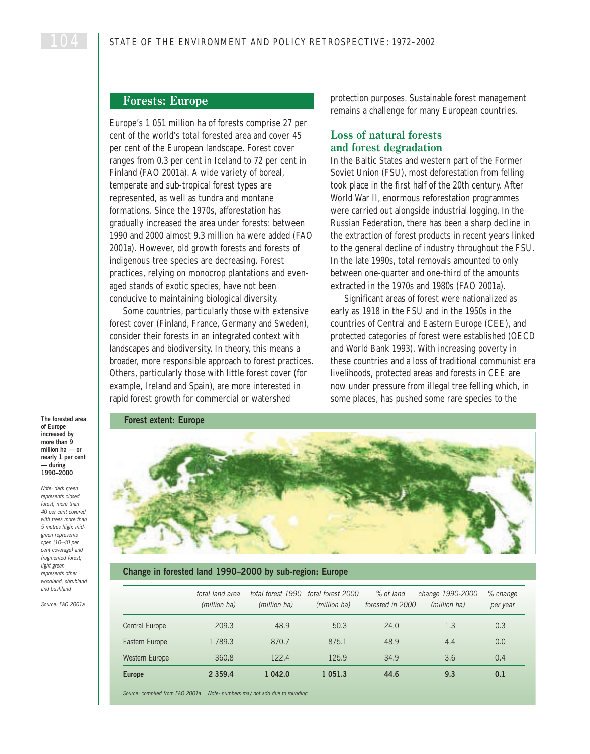## Forests: Europe

Europe's 1 051 million ha of forests comprise 27 per cent of the world's total forested area and cover 45 per cent of the European landscape. Forest cover ranges from 0.3 per cent in Iceland to 72 per cent in Finland (FAO 2001a). A wide variety of boreal, temperate and sub-tropical forest types are represented, as well as tundra and montane formations. Since the 1970s, afforestation has gradually increased the area under forests: between 1990 and 2000 almost 9.3 million ha were added (FAO 2001a). However, old growth forests and forests of indigenous tree species are decreasing. Forest practices, relying on monocrop plantations and even-aged stands of exotic species, have not been conducive to maintaining biological diversity.

Some countries, particularly those with extensive forest cover (Finland, France, Germany and Sweden), consider their forests in an integrated context with landscapes and biodiversity. In theory, this means a broader, more responsible approach to forest practices. Others, particularly those with little forest cover (for example, Ireland and Spain), are more interested in rapid forest growth for commercial or watershed protection purposes. Sustainable forest management remains a challenge for many European countries.

### Loss of natural forests and forest degradation

In the Baltic States and western part of the Former Soviet Union (FSU), most deforestation from felling took place in the first half of the 20th century. After World War II, enormous reforestation programmes were carried out alongside industrial logging. In the Russian Federation, there has been a sharp decline in the extraction of forest products in recent years linked to the general decline of industry throughout the FSU. In the late 1990s, total removals amounted to only between one-quarter and one-third of the amounts extracted in the 1970s and 1980s (FAO 2001a).

Significant areas of forest were nationalized as early as 1918 in the FSU and in the 1950s in the countries of Central and Eastern Europe (CEE), and protected categories of forest were established (OECD and World Bank 1993). With increasing poverty in these countries and a loss of traditional communist era livelihoods, protected areas and forests in CEE are now under pressure from illegal tree felling which, in some places, has pushed some rare species to the

**Forest extent: Europe**

**The forested area of Europe increased by more than 9 million ha — or nearly 1 per cent — during 1990–2000**

*Note: dark green represents closed forest, more than 40 per cent covered with trees more than 5 metres high; mid-green represents open (10–40 per cent coverage) and fragmented forest; light green represents other woodland, shrubland and bushland*

*Source: FAO 2001a*

**Change in forested land 1990–2000 by sub-region: Europe**

| | total land area (million ha) | total forest 1990 (million ha) | total forest 2000 (million ha) | % of land forested in 2000 | change 1990-2000 (million ha) | % change per year |
|---|---|---|---|---|---|---|
| Central Europe | 209.3 | 48.9 | 50.3 | 24.0 | 1.3 | 0.3 |
| Eastern Europe | 1 789.3 | 870.7 | 875.1 | 48.9 | 4.4 | 0.0 |
| Western Europe | 360.8 | 122.4 | 125.9 | 34.9 | 3.6 | 0.4 |
| **Europe** | **2 359.4** | **1 042.0** | **1 051.3** | **44.6** | **9.3** | **0.1** |

*Source: compiled from FAO 2001a Note: numbers may not add due to rounding*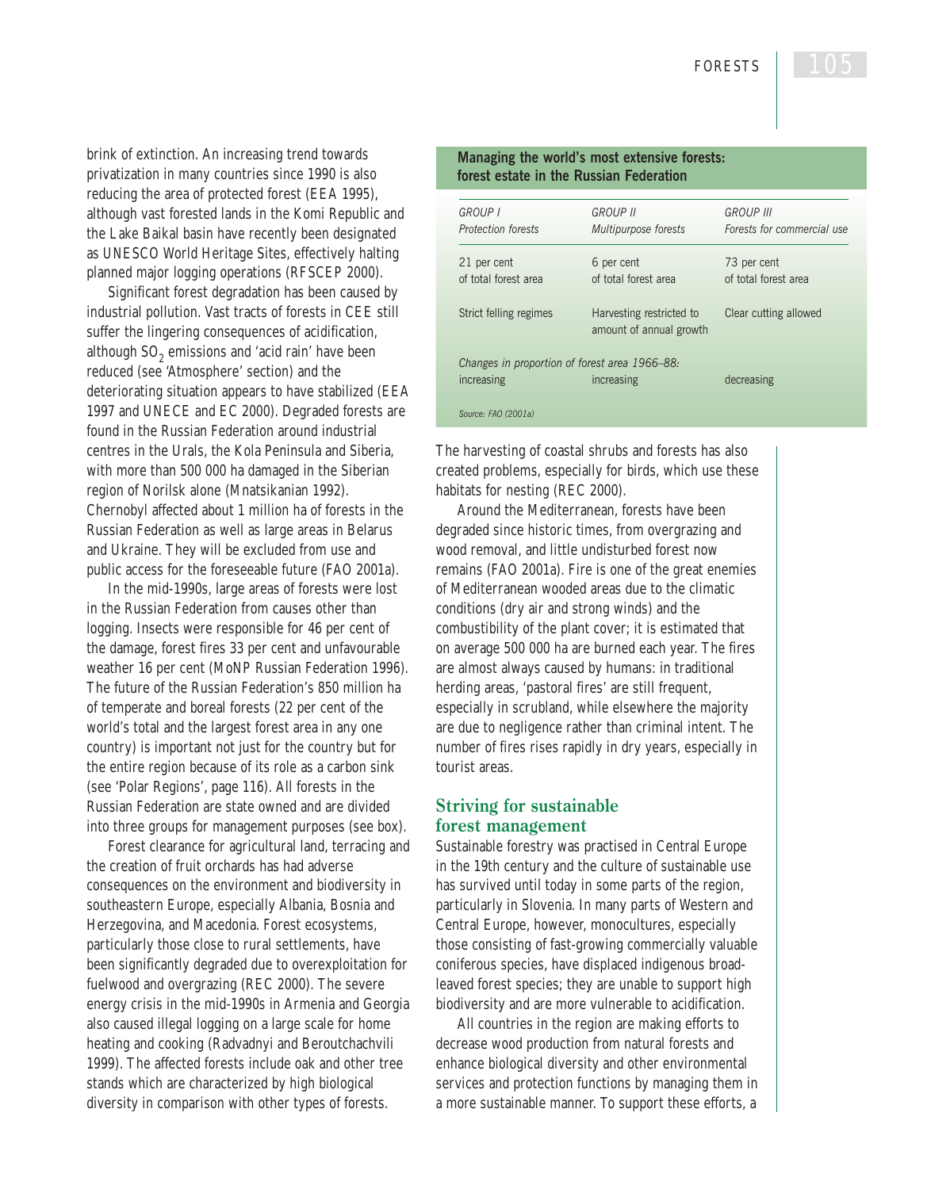brink of extinction. An increasing trend towards privatization in many countries since 1990 is also reducing the area of protected forest (EEA 1995), although vast forested lands in the Komi Republic and the Lake Baikal basin have recently been designated as UNESCO World Heritage Sites, effectively halting planned major logging operations (RFSCEP 2000).

Significant forest degradation has been caused by industrial pollution. Vast tracts of forests in CEE still suffer the lingering consequences of acidification, although $SO_2$ emissions and 'acid rain' have been reduced (see 'Atmosphere' section) and the deteriorating situation appears to have stabilized (EEA 1997 and UNECE and EC 2000). Degraded forests are found in the Russian Federation around industrial centres in the Urals, the Kola Peninsula and Siberia, with more than 500 000 ha damaged in the Siberian region of Norilsk alone (Mnatsikanian 1992). Chernobyl affected about 1 million ha of forests in the Russian Federation as well as large areas in Belarus and Ukraine. They will be excluded from use and public access for the foreseeable future (FAO 2001a).

In the mid-1990s, large areas of forests were lost in the Russian Federation from causes other than logging. Insects were responsible for 46 per cent of the damage, forest fires 33 per cent and unfavourable weather 16 per cent (MoNP Russian Federation 1996). The future of the Russian Federation's 850 million ha of temperate and boreal forests (22 per cent of the world's total and the largest forest area in any one country) is important not just for the country but for the entire region because of its role as a carbon sink (see 'Polar Regions', page 116). All forests in the Russian Federation are state owned and are divided into three groups for management purposes (see box).

Forest clearance for agricultural land, terracing and the creation of fruit orchards has had adverse consequences on the environment and biodiversity in southeastern Europe, especially Albania, Bosnia and Herzegovina, and Macedonia. Forest ecosystems, particularly those close to rural settlements, have been significantly degraded due to overexploitation for fuelwood and overgrazing (REC 2000). The severe energy crisis in the mid-1990s in Armenia and Georgia also caused illegal logging on a large scale for home heating and cooking (Radvadnyi and Beroutchachvili 1999). The affected forests include oak and other tree stands which are characterized by high biological diversity in comparison with other types of forests.

**Managing the world's most extensive forests: forest estate in the Russian Federation**

| *GROUP I* *Protection forests* | *GROUP II* *Multipurpose forests* | *GROUP III* *Forests for commercial use* |
|---|---|---|
| 21 per cent of total forest area | 6 per cent of total forest area | 73 per cent of total forest area |
| Strict felling regimes | Harvesting restricted to amount of annual growth | Clear cutting allowed |
| *Changes in proportion of forest area 1966–88:* | | |
| increasing | increasing | decreasing |

*Source: FAO (2001a)*

The harvesting of coastal shrubs and forests has also created problems, especially for birds, which use these habitats for nesting (REC 2000).

Around the Mediterranean, forests have been degraded since historic times, from overgrazing and wood removal, and little undisturbed forest now remains (FAO 2001a). Fire is one of the great enemies of Mediterranean wooded areas due to the climatic conditions (dry air and strong winds) and the combustibility of the plant cover; it is estimated that on average 500 000 ha are burned each year. The fires are almost always caused by humans: in traditional herding areas, 'pastoral fires' are still frequent, especially in scrubland, while elsewhere the majority are due to negligence rather than criminal intent. The number of fires rises rapidly in dry years, especially in tourist areas.

## Striving for sustainable forest management

Sustainable forestry was practised in Central Europe in the 19th century and the culture of sustainable use has survived until today in some parts of the region, particularly in Slovenia. In many parts of Western and Central Europe, however, monocultures, especially those consisting of fast-growing commercially valuable coniferous species, have displaced indigenous broad-leaved forest species; they are unable to support high biodiversity and are more vulnerable to acidification.

All countries in the region are making efforts to decrease wood production from natural forests and enhance biological diversity and other environmental services and protection functions by managing them in a more sustainable manner. To support these efforts, a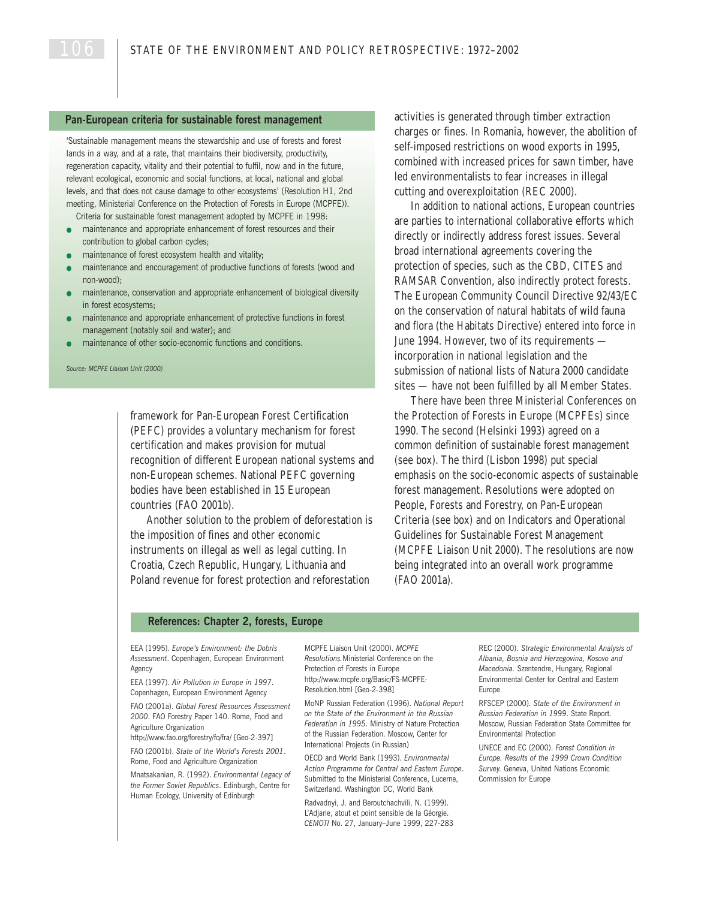### Pan-European criteria for sustainable forest management

'Sustainable management means the stewardship and use of forests and forest lands in a way, and at a rate, that maintains their biodiversity, productivity, regeneration capacity, vitality and their potential to fulfil, now and in the future, relevant ecological, economic and social functions, at local, national and global levels, and that does not cause damage to other ecosystems' (Resolution H1, 2nd meeting, Ministerial Conference on the Protection of Forests in Europe (MCPFE)).

Criteria for sustainable forest management adopted by MCPFE in 1998:

- maintenance and appropriate enhancement of forest resources and their contribution to global carbon cycles;
- maintenance of forest ecosystem health and vitality;
- maintenance and encouragement of productive functions of forests (wood and non-wood);
- maintenance, conservation and appropriate enhancement of biological diversity in forest ecosystems;
- maintenance and appropriate enhancement of protective functions in forest management (notably soil and water); and
- maintenance of other socio-economic functions and conditions.

*Source: MCPFE Liaison Unit (2000)*

framework for Pan-European Forest Certification (PEFC) provides a voluntary mechanism for forest certification and makes provision for mutual recognition of different European national systems and non-European schemes. National PEFC governing bodies have been established in 15 European countries (FAO 2001b).

Another solution to the problem of deforestation is the imposition of fines and other economic instruments on illegal as well as legal cutting. In Croatia, Czech Republic, Hungary, Lithuania and Poland revenue for forest protection and reforestation activities is generated through timber extraction charges or fines. In Romania, however, the abolition of self-imposed restrictions on wood exports in 1995, combined with increased prices for sawn timber, have led environmentalists to fear increases in illegal cutting and overexploitation (REC 2000).

In addition to national actions, European countries are parties to international collaborative efforts which directly or indirectly address forest issues. Several broad international agreements covering the protection of species, such as the CBD, CITES and RAMSAR Convention, also indirectly protect forests. The European Community Council Directive 92/43/EC on the conservation of natural habitats of wild fauna and flora (the Habitats Directive) entered into force in June 1994. However, two of its requirements — incorporation in national legislation and the submission of national lists of Natura 2000 candidate sites — have not been fulfilled by all Member States.

There have been three Ministerial Conferences on the Protection of Forests in Europe (MCPFEs) since 1990. The second (Helsinki 1993) agreed on a common definition of sustainable forest management (see box). The third (Lisbon 1998) put special emphasis on the socio-economic aspects of sustainable forest management. Resolutions were adopted on People, Forests and Forestry, on Pan-European Criteria (see box) and on Indicators and Operational Guidelines for Sustainable Forest Management (MCPFE Liaison Unit 2000). The resolutions are now being integrated into an overall work programme (FAO 2001a).

## References: Chapter 2, forests, Europe

EEA (1995). *Europe's Environment: the Dobrís Assessment*. Copenhagen, European Environment Agency

EEA (1997). *Air Pollution in Europe in 1997*. Copenhagen, European Environment Agency

FAO (2001a). *Global Forest Resources Assessment 2000*. FAO Forestry Paper 140. Rome, Food and Agriculture Organization
http://www.fao.org/forestry/fo/fra/ [Geo-2-397]

FAO (2001b). *State of the World's Forests 2001*. Rome, Food and Agriculture Organization

Mnatsakanian, R. (1992). *Environmental Legacy of the Former Soviet Republics*. Edinburgh, Centre for Human Ecology, University of Edinburgh

MCPFE Liaison Unit (2000). *MCPFE Resolutions.* Ministerial Conference on the Protection of Forests in Europe
http://www.mcpfe.org/Basic/FS-MCPFE-Resolution.html [Geo-2-398]

MoNP Russian Federation (1996). *National Report on the State of the Environment in the Russian Federation in 1995*. Ministry of Nature Protection of the Russian Federation. Moscow, Center for International Projects (in Russian)

OECD and World Bank (1993). *Environmental Action Programme for Central and Eastern Europe*. Submitted to the Ministerial Conference, Lucerne, Switzerland. Washington DC, World Bank

Radvadnyi, J. and Beroutchachvili, N. (1999). L'Adjarie, atout et point sensible de la Géorgie. *CEMOTI* No. 27, January–June 1999, 227-283

REC (2000). *Strategic Environmental Analysis of Albania, Bosnia and Herzegovina, Kosovo and Macedonia.* Szentendre, Hungary, Regional Environmental Center for Central and Eastern Europe

RFSCEP (2000). *State of the Environment in Russian Federation in 1999*. State Report. Moscow, Russian Federation State Committee for Environmental Protection

UNECE and EC (2000). *Forest Condition in Europe. Results of the 1999 Crown Condition Survey.* Geneva, United Nations Economic Commission for Europe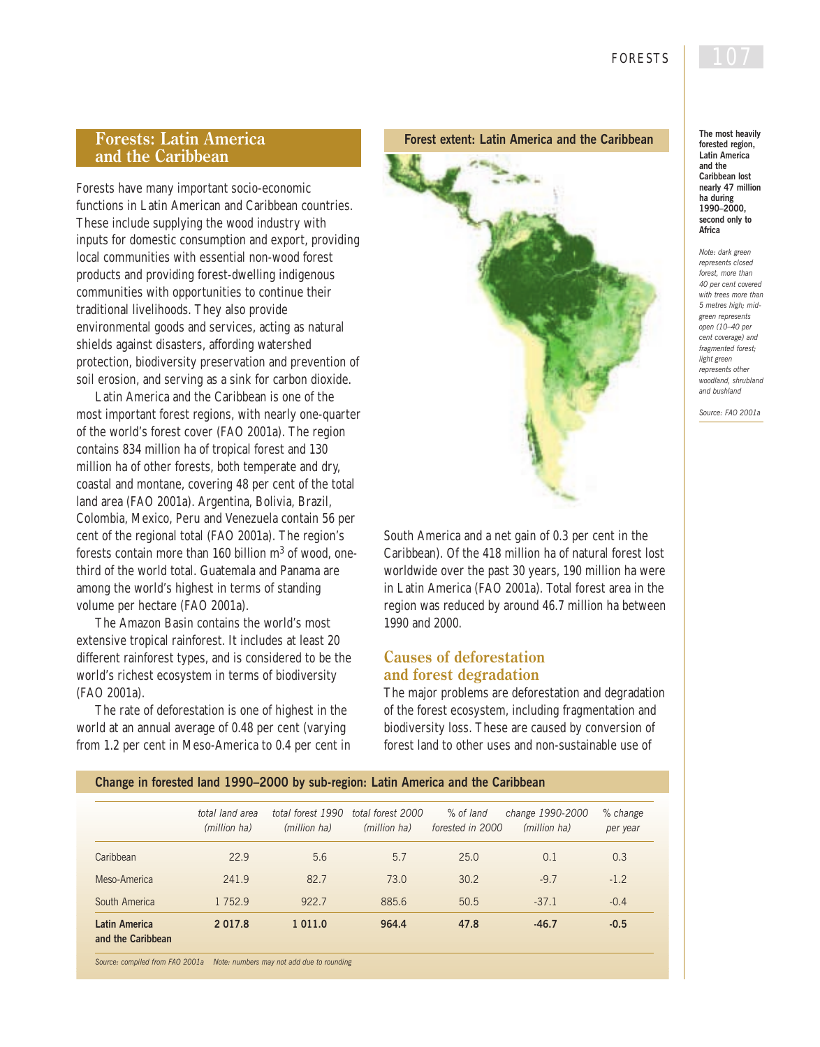## Forests: Latin America and the Caribbean

Forests have many important socio-economic functions in Latin American and Caribbean countries. These include supplying the wood industry with inputs for domestic consumption and export, providing local communities with essential non-wood forest products and providing forest-dwelling indigenous communities with opportunities to continue their traditional livelihoods. They also provide environmental goods and services, acting as natural shields against disasters, affording watershed protection, biodiversity preservation and prevention of soil erosion, and serving as a sink for carbon dioxide.

Latin America and the Caribbean is one of the most important forest regions, with nearly one-quarter of the world's forest cover (FAO 2001a). The region contains 834 million ha of tropical forest and 130 million ha of other forests, both temperate and dry, coastal and montane, covering 48 per cent of the total land area (FAO 2001a). Argentina, Bolivia, Brazil, Colombia, Mexico, Peru and Venezuela contain 56 per cent of the regional total (FAO 2001a). The region's forests contain more than 160 billion $m^3$ of wood, one-third of the world total. Guatemala and Panama are among the world's highest in terms of standing volume per hectare (FAO 2001a).

The Amazon Basin contains the world's most extensive tropical rainforest. It includes at least 20 different rainforest types, and is considered to be the world's richest ecosystem in terms of biodiversity (FAO 2001a).

The rate of deforestation is one of highest in the world at an annual average of 0.48 per cent (varying from 1.2 per cent in Meso-America to 0.4 per cent in South America and a net gain of 0.3 per cent in the Caribbean). Of the 418 million ha of natural forest lost worldwide over the past 30 years, 190 million ha were in Latin America (FAO 2001a). Total forest area in the region was reduced by around 46.7 million ha between 1990 and 2000.

**Forest extent: Latin America and the Caribbean**

*Note: dark green represents closed forest, more than 40 per cent covered with trees more than 5 metres high; mid-green represents open (10–40 per cent coverage) and fragmented forest; light green represents other woodland, shrubland and bushland*

*Source: FAO 2001a*

**The most heavily forested region, Latin America and the Caribbean lost nearly 47 million ha during 1990–2000, second only to Africa**

### Causes of deforestation and forest degradation

The major problems are deforestation and degradation of the forest ecosystem, including fragmentation and biodiversity loss. These are caused by conversion of forest land to other uses and non-sustainable use of

**Change in forested land 1990–2000 by sub-region: Latin America and the Caribbean**

| | total land area (million ha) | total forest 1990 (million ha) | total forest 2000 (million ha) | % of land forested in 2000 | change 1990-2000 (million ha) | % change per year |
|---|---|---|---|---|---|---|
| Caribbean | 22.9 | 5.6 | 5.7 | 25.0 | 0.1 | 0.3 |
| Meso-America | 241.9 | 82.7 | 73.0 | 30.2 | -9.7 | -1.2 |
| South America | 1 752.9 | 922.7 | 885.6 | 50.5 | -37.1 | -0.4 |
| **Latin America and the Caribbean** | **2 017.8** | **1 011.0** | **964.4** | **47.8** | **-46.7** | **-0.5** |

*Source: compiled from FAO 2001a Note: numbers may not add due to rounding*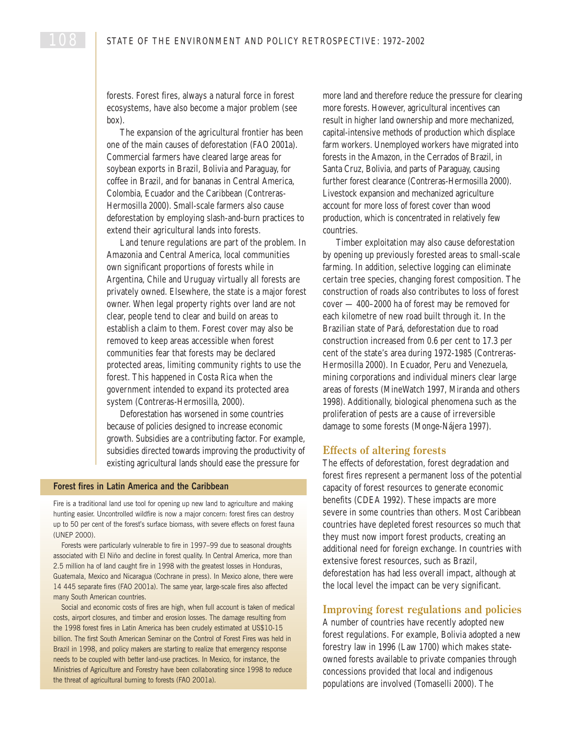forests. Forest fires, always a natural force in forest ecosystems, have also become a major problem (see box).

The expansion of the agricultural frontier has been one of the main causes of deforestation (FAO 2001a). Commercial farmers have cleared large areas for soybean exports in Brazil, Bolivia and Paraguay, for coffee in Brazil, and for bananas in Central America, Colombia, Ecuador and the Caribbean (Contreras-Hermosilla 2000). Small-scale farmers also cause deforestation by employing slash-and-burn practices to extend their agricultural lands into forests.

Land tenure regulations are part of the problem. In Amazonia and Central America, local communities own significant proportions of forests while in Argentina, Chile and Uruguay virtually all forests are privately owned. Elsewhere, the state is a major forest owner. When legal property rights over land are not clear, people tend to clear and build on areas to establish a claim to them. Forest cover may also be removed to keep areas accessible when forest communities fear that forests may be declared protected areas, limiting community rights to use the forest. This happened in Costa Rica when the government intended to expand its protected area system (Contreras-Hermosilla, 2000).

Deforestation has worsened in some countries because of policies designed to increase economic growth. Subsidies are a contributing factor. For example, subsidies directed towards improving the productivity of existing agricultural lands should ease the pressure for more land and therefore reduce the pressure for clearing more forests. However, agricultural incentives can result in higher land ownership and more mechanized, capital-intensive methods of production which displace farm workers. Unemployed workers have migrated into forests in the Amazon, in the Cerrados of Brazil, in Santa Cruz, Bolivia, and parts of Paraguay, causing further forest clearance (Contreras-Hermosilla 2000). Livestock expansion and mechanized agriculture account for more loss of forest cover than wood production, which is concentrated in relatively few countries.

Timber exploitation may also cause deforestation by opening up previously forested areas to small-scale farming. In addition, selective logging can eliminate certain tree species, changing forest composition. The construction of roads also contributes to loss of forest cover — 400–2000 ha of forest may be removed for each kilometre of new road built through it. In the Brazilian state of Pará, deforestation due to road construction increased from 0.6 per cent to 17.3 per cent of the state's area during 1972-1985 (Contreras-Hermosilla 2000). In Ecuador, Peru and Venezuela, mining corporations and individual miners clear large areas of forests (MineWatch 1997, Miranda and others 1998). Additionally, biological phenomena such as the proliferation of pests are a cause of irreversible damage to some forests (Monge-Nájera 1997).

### Forest fires in Latin America and the Caribbean

Fire is a traditional land use tool for opening up new land to agriculture and making hunting easier. Uncontrolled wildfire is now a major concern: forest fires can destroy up to 50 per cent of the forest's surface biomass, with severe effects on forest fauna (UNEP 2000).

Forests were particularly vulnerable to fire in 1997–99 due to seasonal droughts associated with El Niño and decline in forest quality. In Central America, more than 2.5 million ha of land caught fire in 1998 with the greatest losses in Honduras, Guatemala, Mexico and Nicaragua (Cochrane in press). In Mexico alone, there were 14 445 separate fires (FAO 2001a). The same year, large-scale fires also affected many South American countries.

Social and economic costs of fires are high, when full account is taken of medical costs, airport closures, and timber and erosion losses. The damage resulting from the 1998 forest fires in Latin America has been crudely estimated at US$10-15 billion. The first South American Seminar on the Control of Forest Fires was held in Brazil in 1998, and policy makers are starting to realize that emergency response needs to be coupled with better land-use practices. In Mexico, for instance, the Ministries of Agriculture and Forestry have been collaborating since 1998 to reduce the threat of agricultural burning to forests (FAO 2001a).

## Effects of altering forests

The effects of deforestation, forest degradation and forest fires represent a permanent loss of the potential capacity of forest resources to generate economic benefits (CDEA 1992). These impacts are more severe in some countries than others. Most Caribbean countries have depleted forest resources so much that they must now import forest products, creating an additional need for foreign exchange. In countries with extensive forest resources, such as Brazil, deforestation has had less overall impact, although at the local level the impact can be very significant.

## Improving forest regulations and policies

A number of countries have recently adopted new forest regulations. For example, Bolivia adopted a new forestry law in 1996 (Law 1700) which makes state-owned forests available to private companies through concessions provided that local and indigenous populations are involved (Tomaselli 2000). The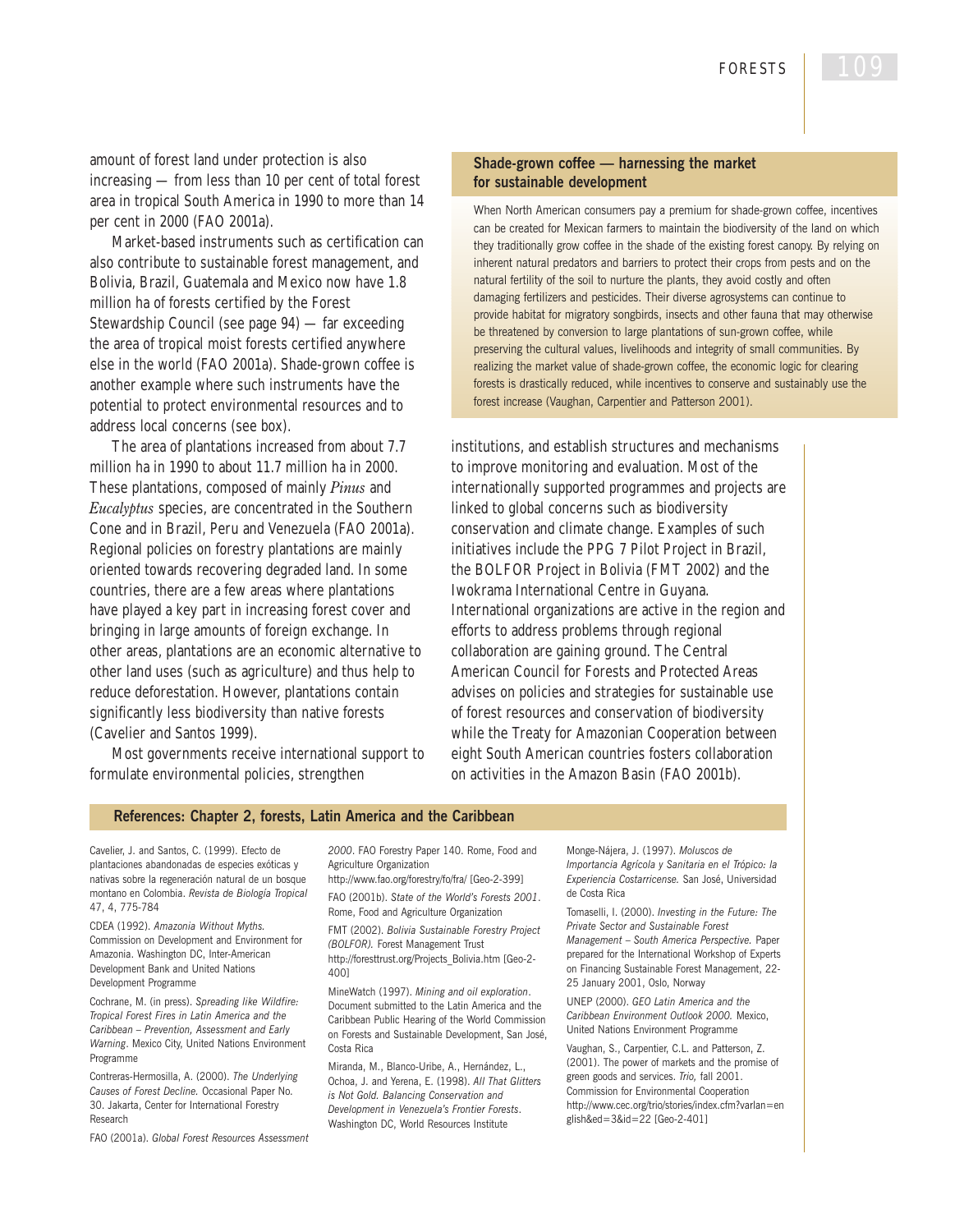amount of forest land under protection is also increasing — from less than 10 per cent of total forest area in tropical South America in 1990 to more than 14 per cent in 2000 (FAO 2001a).

Market-based instruments such as certification can also contribute to sustainable forest management, and Bolivia, Brazil, Guatemala and Mexico now have 1.8 million ha of forests certified by the Forest Stewardship Council (see page 94) — far exceeding the area of tropical moist forests certified anywhere else in the world (FAO 2001a). Shade-grown coffee is another example where such instruments have the potential to protect environmental resources and to address local concerns (see box).

The area of plantations increased from about 7.7 million ha in 1990 to about 11.7 million ha in 2000. These plantations, composed of mainly *Pinus* and *Eucalyptus* species, are concentrated in the Southern Cone and in Brazil, Peru and Venezuela (FAO 2001a). Regional policies on forestry plantations are mainly oriented towards recovering degraded land. In some countries, there are a few areas where plantations have played a key part in increasing forest cover and bringing in large amounts of foreign exchange. In other areas, plantations are an economic alternative to other land uses (such as agriculture) and thus help to reduce deforestation. However, plantations contain significantly less biodiversity than native forests (Cavelier and Santos 1999).

Most governments receive international support to formulate environmental policies, strengthen institutions, and establish structures and mechanisms to improve monitoring and evaluation. Most of the internationally supported programmes and projects are linked to global concerns such as biodiversity conservation and climate change. Examples of such initiatives include the PPG 7 Pilot Project in Brazil, the BOLFOR Project in Bolivia (FMT 2002) and the Iwokrama International Centre in Guyana. International organizations are active in the region and efforts to address problems through regional collaboration are gaining ground. The Central American Council for Forests and Protected Areas advises on policies and strategies for sustainable use of forest resources and conservation of biodiversity while the Treaty for Amazonian Cooperation between eight South American countries fosters collaboration on activities in the Amazon Basin (FAO 2001b).

**Shade-grown coffee — harnessing the market for sustainable development**

When North American consumers pay a premium for shade-grown coffee, incentives can be created for Mexican farmers to maintain the biodiversity of the land on which they traditionally grow coffee in the shade of the existing forest canopy. By relying on inherent natural predators and barriers to protect their crops from pests and on the natural fertility of the soil to nurture the plants, they avoid costly and often damaging fertilizers and pesticides. Their diverse agrosystems can continue to provide habitat for migratory songbirds, insects and other fauna that may otherwise be threatened by conversion to large plantations of sun-grown coffee, while preserving the cultural values, livelihoods and integrity of small communities. By realizing the market value of shade-grown coffee, the economic logic for clearing forests is drastically reduced, while incentives to conserve and sustainably use the forest increase (Vaughan, Carpentier and Patterson 2001).

## References: Chapter 2, forests, Latin America and the Caribbean

Cavelier, J. and Santos, C. (1999). Efecto de plantaciones abandonadas de especies exóticas y nativas sobre la regeneración natural de un bosque montano en Colombia. *Revista de Biología Tropical* 47, 4, 775-784

CDEA (1992). *Amazonia Without Myths.* Commission on Development and Environment for Amazonia. Washington DC, Inter-American Development Bank and United Nations Development Programme

Cochrane, M. (in press). *Spreading like Wildfire: Tropical Forest Fires in Latin America and the Caribbean – Prevention, Assessment and Early Warning.* Mexico City, United Nations Environment Programme

Contreras-Hermosilla, A. (2000). *The Underlying Causes of Forest Decline.* Occasional Paper No. 30. Jakarta, Center for International Forestry Research

FAO (2001a). *Global Forest Resources Assessment 2000*. FAO Forestry Paper 140. Rome, Food and Agriculture Organization
http://www.fao.org/forestry/fo/fra/ [Geo-2-399]

FAO (2001b). *State of the World's Forests 2001*. Rome, Food and Agriculture Organization

FMT (2002). *Bolivia Sustainable Forestry Project (BOLFOR).* Forest Management Trust
http://foresttrust.org/Projects_Bolivia.htm [Geo-2-400]

MineWatch (1997). *Mining and oil exploration*. Document submitted to the Latin America and the Caribbean Public Hearing of the World Commission on Forests and Sustainable Development, San José, Costa Rica

Miranda, M., Blanco-Uribe, A., Hernández, L., Ochoa, J. and Yerena, E. (1998). *All That Glitters is Not Gold. Balancing Conservation and Development in Venezuela's Frontier Forests*. Washington DC, World Resources Institute

Monge-Nájera, J. (1997). *Moluscos de Importancia Agrícola y Sanitaria en el Trópico: la Experiencia Costarricense.* San José, Universidad de Costa Rica

Tomaselli, I. (2000). *Investing in the Future: The Private Sector and Sustainable Forest Management – South America Perspective.* Paper prepared for the International Workshop of Experts on Financing Sustainable Forest Management, 22-25 January 2001, Oslo, Norway

UNEP (2000). *GEO Latin America and the Caribbean Environment Outlook 2000.* Mexico, United Nations Environment Programme

Vaughan, S., Carpentier, C.L. and Patterson, Z. (2001). The power of markets and the promise of green goods and services. *Trio,* fall 2001. Commission for Environmental Cooperation
http://www.cec.org/trio/stories/index.cfm?varlan=english&ed=3&id=22 [Geo-2-401]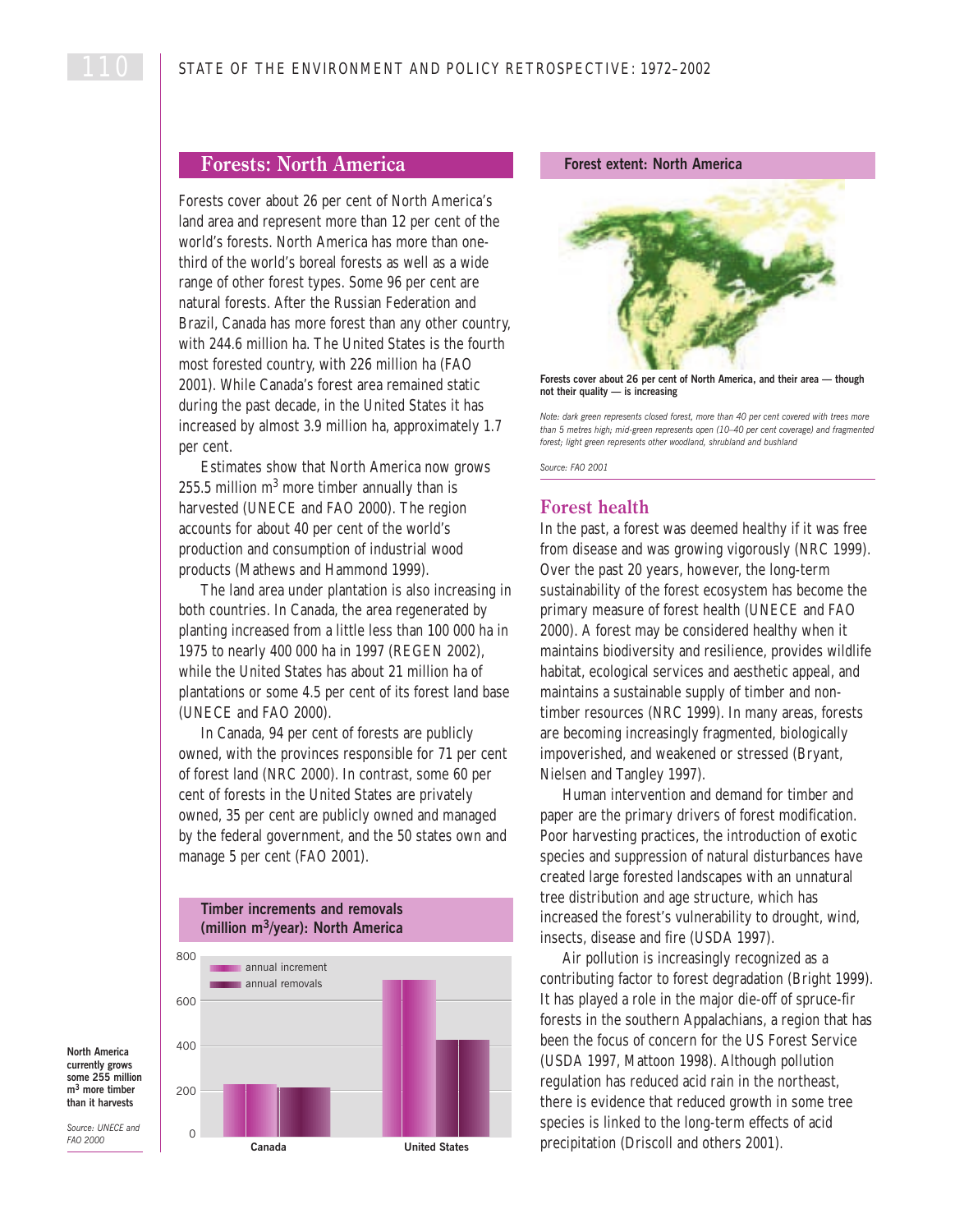## Forests: North America

Forests cover about 26 per cent of North America's land area and represent more than 12 per cent of the world's forests. North America has more than one-third of the world's boreal forests as well as a wide range of other forest types. Some 96 per cent are natural forests. After the Russian Federation and Brazil, Canada has more forest than any other country, with 244.6 million ha. The United States is the fourth most forested country, with 226 million ha (FAO 2001). While Canada's forest area remained static during the past decade, in the United States it has increased by almost 3.9 million ha, approximately 1.7 per cent.

Estimates show that North America now grows 255.5 million $m^3$ more timber annually than is harvested (UNECE and FAO 2000). The region accounts for about 40 per cent of the world's production and consumption of industrial wood products (Mathews and Hammond 1999).

The land area under plantation is also increasing in both countries. In Canada, the area regenerated by planting increased from a little less than 100 000 ha in 1975 to nearly 400 000 ha in 1997 (REGEN 2002), while the United States has about 21 million ha of plantations or some 4.5 per cent of its forest land base (UNECE and FAO 2000).

In Canada, 94 per cent of forests are publicly owned, with the provinces responsible for 71 per cent of forest land (NRC 2000). In contrast, some 60 per cent of forests in the United States are privately owned, 35 per cent are publicly owned and managed by the federal government, and the 50 states own and manage 5 per cent (FAO 2001).

**Timber increments and removals (million $m^3$/year): North America**

| | annual increment | annual removals |
|---|---|---|
| Canada | ~230 | ~220 |
| United States | ~700 | ~430 |

**North America currently grows some 255 million $m^3$ more timber than it harvests**

*Source: UNECE and FAO 2000*

**Forest extent: North America**

**Forests cover about 26 per cent of North America, and their area — though not their quality — is increasing**

*Note: dark green represents closed forest, more than 40 per cent covered with trees more than 5 metres high; mid-green represents open (10–40 per cent coverage) and fragmented forest; light green represents other woodland, shrubland and bushland*

*Source: FAO 2001*

### Forest health

In the past, a forest was deemed healthy if it was free from disease and was growing vigorously (NRC 1999). Over the past 20 years, however, the long-term sustainability of the forest ecosystem has become the primary measure of forest health (UNECE and FAO 2000). A forest may be considered healthy when it maintains biodiversity and resilience, provides wildlife habitat, ecological services and aesthetic appeal, and maintains a sustainable supply of timber and non-timber resources (NRC 1999). In many areas, forests are becoming increasingly fragmented, biologically impoverished, and weakened or stressed (Bryant, Nielsen and Tangley 1997).

Human intervention and demand for timber and paper are the primary drivers of forest modification. Poor harvesting practices, the introduction of exotic species and suppression of natural disturbances have created large forested landscapes with an unnatural tree distribution and age structure, which has increased the forest's vulnerability to drought, wind, insects, disease and fire (USDA 1997).

Air pollution is increasingly recognized as a contributing factor to forest degradation (Bright 1999). It has played a role in the major die-off of spruce-fir forests in the southern Appalachians, a region that has been the focus of concern for the US Forest Service (USDA 1997, Mattoon 1998). Although pollution regulation has reduced acid rain in the northeast, there is evidence that reduced growth in some tree species is linked to the long-term effects of acid precipitation (Driscoll and others 2001).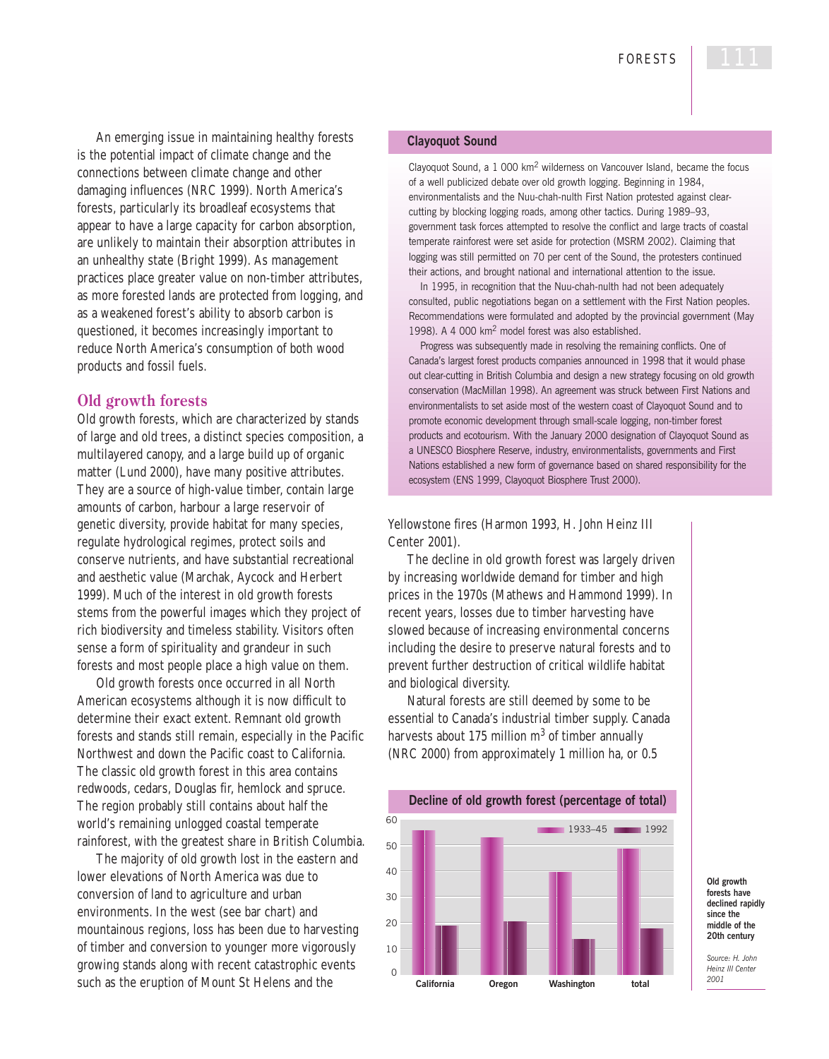An emerging issue in maintaining healthy forests is the potential impact of climate change and the connections between climate change and other damaging influences (NRC 1999). North America's forests, particularly its broadleaf ecosystems that appear to have a large capacity for carbon absorption, are unlikely to maintain their absorption attributes in an unhealthy state (Bright 1999). As management practices place greater value on non-timber attributes, as more forested lands are protected from logging, and as a weakened forest's ability to absorb carbon is questioned, it becomes increasingly important to reduce North America's consumption of both wood products and fossil fuels.

## Old growth forests

Old growth forests, which are characterized by stands of large and old trees, a distinct species composition, a multilayered canopy, and a large build up of organic matter (Lund 2000), have many positive attributes. They are a source of high-value timber, contain large amounts of carbon, harbour a large reservoir of genetic diversity, provide habitat for many species, regulate hydrological regimes, protect soils and conserve nutrients, and have substantial recreational and aesthetic value (Marchak, Aycock and Herbert 1999). Much of the interest in old growth forests stems from the powerful images which they project of rich biodiversity and timeless stability. Visitors often sense a form of spirituality and grandeur in such forests and most people place a high value on them.

Old growth forests once occurred in all North American ecosystems although it is now difficult to determine their exact extent. Remnant old growth forests and stands still remain, especially in the Pacific Northwest and down the Pacific coast to California. The classic old growth forest in this area contains redwoods, cedars, Douglas fir, hemlock and spruce. The region probably still contains about half the world's remaining unlogged coastal temperate rainforest, with the greatest share in British Columbia.

The majority of old growth lost in the eastern and lower elevations of North America was due to conversion of land to agriculture and urban environments. In the west (see bar chart) and mountainous regions, loss has been due to harvesting of timber and conversion to younger more vigorously growing stands along with recent catastrophic events such as the eruption of Mount St Helens and the Yellowstone fires (Harmon 1993, H. John Heinz III Center 2001).

The decline in old growth forest was largely driven by increasing worldwide demand for timber and high prices in the 1970s (Mathews and Hammond 1999). In recent years, losses due to timber harvesting have slowed because of increasing environmental concerns including the desire to preserve natural forests and to prevent further destruction of critical wildlife habitat and biological diversity.

Natural forests are still deemed by some to be essential to Canada's industrial timber supply. Canada harvests about 175 million $m^3$ of timber annually (NRC 2000) from approximately 1 million ha, or 0.5

### Clayoquot Sound

Clayoquot Sound, a 1 000 $km^2$ wilderness on Vancouver Island, became the focus of a well publicized debate over old growth logging. Beginning in 1984, environmentalists and the Nuu-chah-nulth First Nation protested against clear-cutting by blocking logging roads, among other tactics. During 1989–93, government task forces attempted to resolve the conflict and large tracts of coastal temperate rainforest were set aside for protection (MSRM 2002). Claiming that logging was still permitted on 70 per cent of the Sound, the protesters continued their actions, and brought national and international attention to the issue.

In 1995, in recognition that the Nuu-chah-nulth had not been adequately consulted, public negotiations began on a settlement with the First Nation peoples. Recommendations were formulated and adopted by the provincial government (May 1998). A 4 000 $km^2$ model forest was also established.

Progress was subsequently made in resolving the remaining conflicts. One of Canada's largest forest products companies announced in 1998 that it would phase out clear-cutting in British Columbia and design a new strategy focusing on old growth conservation (MacMillan 1998). An agreement was struck between First Nations and environmentalists to set aside most of the western coast of Clayoquot Sound and to promote economic development through small-scale logging, non-timber forest products and ecotourism. With the January 2000 designation of Clayoquot Sound as a UNESCO Biosphere Reserve, industry, environmentalists, governments and First Nations established a new form of governance based on shared responsibility for the ecosystem (ENS 1999, Clayoquot Biosphere Trust 2000).

### Decline of old growth forest (percentage of total)

| | 1933–45 | 1992 |
|---|---|---|
| California | 56 | 19 |
| Oregon | 53 | 21 |
| Washington | 40 | 14 |
| total | 49 | 18 |

**Old growth forests have declined rapidly since the middle of the 20th century**

*Source: H. John Heinz III Center 2001*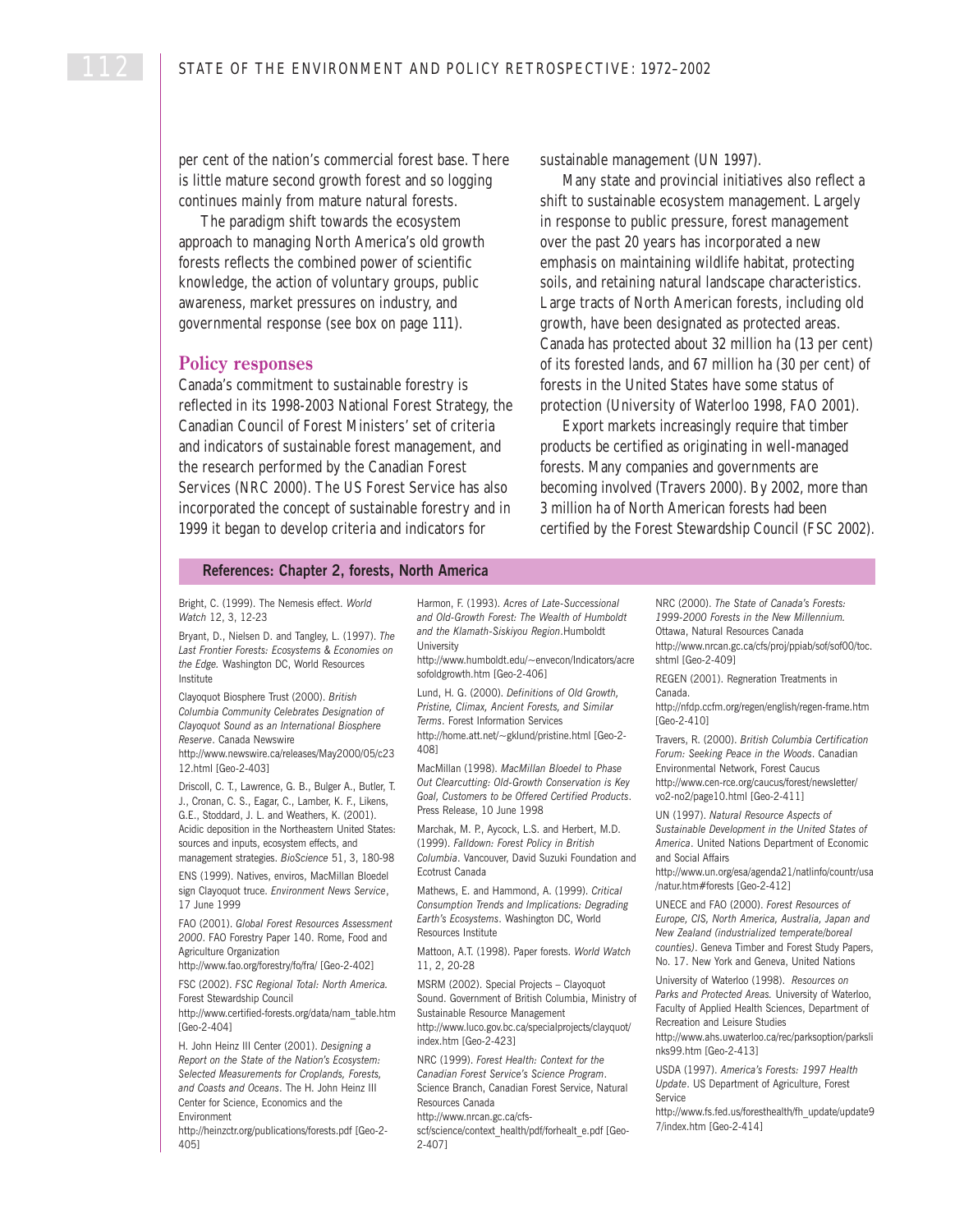per cent of the nation's commercial forest base. There is little mature second growth forest and so logging continues mainly from mature natural forests.

The paradigm shift towards the ecosystem approach to managing North America's old growth forests reflects the combined power of scientific knowledge, the action of voluntary groups, public awareness, market pressures on industry, and governmental response (see box on page 111).

## Policy responses

Canada's commitment to sustainable forestry is reflected in its 1998-2003 National Forest Strategy, the Canadian Council of Forest Ministers' set of criteria and indicators of sustainable forest management, and the research performed by the Canadian Forest Services (NRC 2000). The US Forest Service has also incorporated the concept of sustainable forestry and in 1999 it began to develop criteria and indicators for sustainable management (UN 1997).

Many state and provincial initiatives also reflect a shift to sustainable ecosystem management. Largely in response to public pressure, forest management over the past 20 years has incorporated a new emphasis on maintaining wildlife habitat, protecting soils, and retaining natural landscape characteristics. Large tracts of North American forests, including old growth, have been designated as protected areas. Canada has protected about 32 million ha (13 per cent) of its forested lands, and 67 million ha (30 per cent) of forests in the United States have some status of protection (University of Waterloo 1998, FAO 2001).

Export markets increasingly require that timber products be certified as originating in well-managed forests. Many companies and governments are becoming involved (Travers 2000). By 2002, more than 3 million ha of North American forests had been certified by the Forest Stewardship Council (FSC 2002).

### References: Chapter 2, forests, North America

Bright, C. (1999). The Nemesis effect. *World Watch* 12, 3, 12-23

Bryant, D., Nielsen D. and Tangley, L. (1997). *The Last Frontier Forests: Ecosystems & Economies on the Edge.* Washington DC, World Resources Institute

Clayoquot Biosphere Trust (2000). *British Columbia Community Celebrates Designation of Clayoquot Sound as an International Biosphere Reserve*. Canada Newswire
http://www.newswire.ca/releases/May2000/05/c2312.html [Geo-2-403]

Driscoll, C. T., Lawrence, G. B., Bulger A., Butler, T. J., Cronan, C. S., Eagar, C., Lamber, K. F., Likens, G.E., Stoddard, J. L. and Weathers, K. (2001). Acidic deposition in the Northeastern United States: sources and inputs, ecosystem effects, and management strategies. *BioScience* 51, 3, 180-98

ENS (1999). Natives, enviros, MacMillan Bloedel sign Clayoquot truce. *Environment News Service*, 17 June 1999

FAO (2001). *Global Forest Resources Assessment 2000*. FAO Forestry Paper 140. Rome, Food and Agriculture Organization
http://www.fao.org/forestry/fo/fra/ [Geo-2-402]

FSC (2002). *FSC Regional Total: North America.* Forest Stewardship Council
http://www.certified-forests.org/data/nam_table.htm [Geo-2-404]

H. John Heinz III Center (2001). *Designing a Report on the State of the Nation's Ecosystem: Selected Measurements for Croplands, Forests, and Coasts and Oceans*. The H. John Heinz III Center for Science, Economics and the Environment
http://heinzctr.org/publications/forests.pdf [Geo-2-405]

Harmon, F. (1993). *Acres of Late-Successional and Old-Growth Forest: The Wealth of Humboldt and the Klamath-Siskiyou Region*.Humboldt University
http://www.humboldt.edu/~envecon/Indicators/acresofoldgrowth.htm [Geo-2-406]

Lund, H. G. (2000). *Definitions of Old Growth, Pristine, Climax, Ancient Forests, and Similar Terms*. Forest Information Services
http://home.att.net/~gklund/pristine.html [Geo-2-408]

MacMillan (1998). *MacMillan Bloedel to Phase Out Clearcutting: Old-Growth Conservation is Key Goal, Customers to be Offered Certified Products*. Press Release, 10 June 1998

Marchak, M. P., Aycock, L.S. and Herbert, M.D. (1999). *Falldown: Forest Policy in British Columbia*. Vancouver, David Suzuki Foundation and Ecotrust Canada

Mathews, E. and Hammond, A. (1999). *Critical Consumption Trends and Implications: Degrading Earth's Ecosystems*. Washington DC, World Resources Institute

Mattoon, A.T. (1998). Paper forests. *World Watch* 11, 2, 20-28

MSRM (2002). Special Projects – Clayoquot Sound. Government of British Columbia, Ministry of Sustainable Resource Management
http://www.luco.gov.bc.ca/specialprojects/clayquot/index.htm [Geo-2-423]

NRC (1999). *Forest Health: Context for the Canadian Forest Service's Science Program*. Science Branch, Canadian Forest Service, Natural Resources Canada
http://www.nrcan.gc.ca/cfs-scf/science/context_health/pdf/forhealt_e.pdf [Geo-2-407]

NRC (2000). *The State of Canada's Forests: 1999-2000 Forests in the New Millennium.* Ottawa, Natural Resources Canada
http://www.nrcan.gc.ca/cfs/proj/ppiab/sof/sof00/toc.shtml [Geo-2-409]

REGEN (2001). Regneration Treatments in Canada.
http://nfdp.ccfm.org/regen/english/regen-frame.htm [Geo-2-410]

Travers, R. (2000). *British Columbia Certification Forum: Seeking Peace in the Woods*. Canadian Environmental Network, Forest Caucus
http://www.cen-rce.org/caucus/forest/newsletter/vo2-no2/page10.html [Geo-2-411]

UN (1997). *Natural Resource Aspects of Sustainable Development in the United States of America*. United Nations Department of Economic and Social Affairs
http://www.un.org/esa/agenda21/natlinfo/countr/usa/natur.htm#forests [Geo-2-412]

UNECE and FAO (2000). *Forest Resources of Europe, CIS, North America, Australia, Japan and New Zealand (industrialized temperate/boreal counties)*. Geneva Timber and Forest Study Papers, No. 17. New York and Geneva, United Nations

University of Waterloo (1998). *Resources on Parks and Protected Areas.* University of Waterloo, Faculty of Applied Health Sciences, Department of Recreation and Leisure Studies
http://www.ahs.uwaterloo.ca/rec/parksoption/parkslinks99.htm [Geo-2-413]

USDA (1997). *America's Forests: 1997 Health Update*. US Department of Agriculture, Forest Service
http://www.fs.fed.us/foresthealth/fh_update/update97/index.htm [Geo-2-414]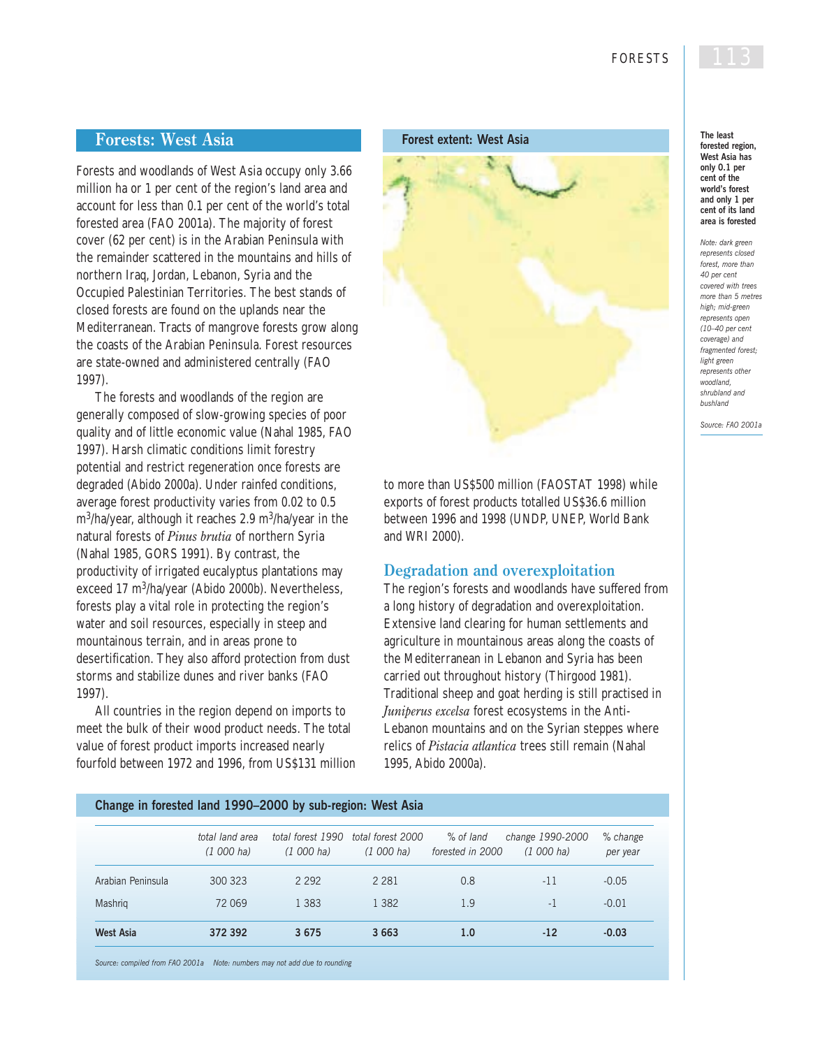## Forests: West Asia

Forests and woodlands of West Asia occupy only 3.66 million ha or 1 per cent of the region's land area and account for less than 0.1 per cent of the world's total forested area (FAO 2001a). The majority of forest cover (62 per cent) is in the Arabian Peninsula with the remainder scattered in the mountains and hills of northern Iraq, Jordan, Lebanon, Syria and the Occupied Palestinian Territories. The best stands of closed forests are found on the uplands near the Mediterranean. Tracts of mangrove forests grow along the coasts of the Arabian Peninsula. Forest resources are state-owned and administered centrally (FAO 1997).

The forests and woodlands of the region are generally composed of slow-growing species of poor quality and of little economic value (Nahal 1985, FAO 1997). Harsh climatic conditions limit forestry potential and restrict regeneration once forests are degraded (Abido 2000a). Under rainfed conditions, average forest productivity varies from 0.02 to 0.5 $m^3$/ha/year, although it reaches 2.9 $m^3$/ha/year in the natural forests of *Pinus brutia* of northern Syria (Nahal 1985, GORS 1991). By contrast, the productivity of irrigated eucalyptus plantations may exceed 17 $m^3$/ha/year (Abido 2000b). Nevertheless, forests play a vital role in protecting the region's water and soil resources, especially in steep and mountainous terrain, and in areas prone to desertification. They also afford protection from dust storms and stabilize dunes and river banks (FAO 1997).

All countries in the region depend on imports to meet the bulk of their wood product needs. The total value of forest product imports increased nearly fourfold between 1972 and 1996, from US$131 million to more than US$500 million (FAOSTAT 1998) while exports of forest products totalled US$36.6 million between 1996 and 1998 (UNDP, UNEP, World Bank and WRI 2000).

**Forest extent: West Asia**

*Note: dark green represents closed forest, more than 40 per cent covered with trees more than 5 metres high; mid-green represents open (10–40 per cent coverage) and fragmented forest; light green represents other woodland, shrubland and bushland*

*Source: FAO 2001a*

**The least forested region, West Asia has only 0.1 per cent of the world's forest and only 1 per cent of its land area is forested**

### Degradation and overexploitation

The region's forests and woodlands have suffered from a long history of degradation and overexploitation. Extensive land clearing for human settlements and agriculture in mountainous areas along the coasts of the Mediterranean in Lebanon and Syria has been carried out throughout history (Thirgood 1981). Traditional sheep and goat herding is still practised in *Juniperus excelsa* forest ecosystems in the Anti-Lebanon mountains and on the Syrian steppes where relics of *Pistacia atlantica* trees still remain (Nahal 1995, Abido 2000a).

**Change in forested land 1990–2000 by sub-region: West Asia**

| | total land area (1 000 ha) | total forest 1990 (1 000 ha) | total forest 2000 (1 000 ha) | % of land forested in 2000 | change 1990-2000 (1 000 ha) | % change per year |
|---|---|---|---|---|---|---|
| Arabian Peninsula | 300 323 | 2 292 | 2 281 | 0.8 | -11 | -0.05 |
| Mashriq | 72 069 | 1 383 | 1 382 | 1.9 | -1 | -0.01 |
| **West Asia** | **372 392** | **3 675** | **3 663** | **1.0** | **-12** | **-0.03** |

*Source: compiled from FAO 2001a   Note: numbers may not add due to rounding*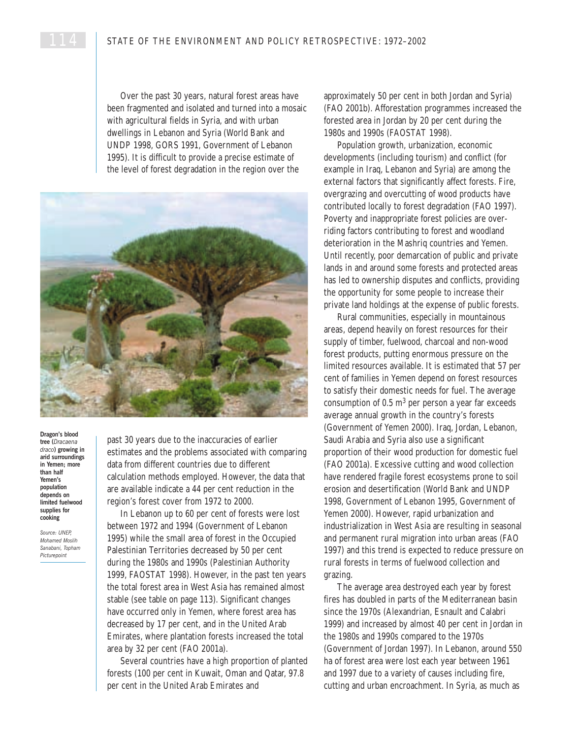Over the past 30 years, natural forest areas have been fragmented and isolated and turned into a mosaic with agricultural fields in Syria, and with urban dwellings in Lebanon and Syria (World Bank and UNDP 1998, GORS 1991, Government of Lebanon 1995). It is difficult to provide a precise estimate of the level of forest degradation in the region over the past 30 years due to the inaccuracies of earlier estimates and the problems associated with comparing data from different countries due to different calculation methods employed. However, the data that are available indicate a 44 per cent reduction in the region's forest cover from 1972 to 2000.

**Dragon's blood tree (*Dracaena draco*) growing in arid surroundings in Yemen; more than half Yemen's population depends on limited fuelwood supplies for cooking**

*Source: UNEP, Mohamed Moslih Sanabani, Topham Picturepoint*

In Lebanon up to 60 per cent of forests were lost between 1972 and 1994 (Government of Lebanon 1995) while the small area of forest in the Occupied Palestinian Territories decreased by 50 per cent during the 1980s and 1990s (Palestinian Authority 1999, FAOSTAT 1998). However, in the past ten years the total forest area in West Asia has remained almost stable (see table on page 113). Significant changes have occurred only in Yemen, where forest area has decreased by 17 per cent, and in the United Arab Emirates, where plantation forests increased the total area by 32 per cent (FAO 2001a).

Several countries have a high proportion of planted forests (100 per cent in Kuwait, Oman and Qatar, 97.8 per cent in the United Arab Emirates and approximately 50 per cent in both Jordan and Syria) (FAO 2001b). Afforestation programmes increased the forested area in Jordan by 20 per cent during the 1980s and 1990s (FAOSTAT 1998).

Population growth, urbanization, economic developments (including tourism) and conflict (for example in Iraq, Lebanon and Syria) are among the external factors that significantly affect forests. Fire, overgrazing and overcutting of wood products have contributed locally to forest degradation (FAO 1997). Poverty and inappropriate forest policies are overriding factors contributing to forest and woodland deterioration in the Mashriq countries and Yemen. Until recently, poor demarcation of public and private lands in and around some forests and protected areas has led to ownership disputes and conflicts, providing the opportunity for some people to increase their private land holdings at the expense of public forests.

Rural communities, especially in mountainous areas, depend heavily on forest resources for their supply of timber, fuelwood, charcoal and non-wood forest products, putting enormous pressure on the limited resources available. It is estimated that 57 per cent of families in Yemen depend on forest resources to satisfy their domestic needs for fuel. The average consumption of 0.5 $m^3$ per person a year far exceeds average annual growth in the country's forests (Government of Yemen 2000). Iraq, Jordan, Lebanon, Saudi Arabia and Syria also use a significant proportion of their wood production for domestic fuel (FAO 2001a). Excessive cutting and wood collection have rendered fragile forest ecosystems prone to soil erosion and desertification (World Bank and UNDP 1998, Government of Lebanon 1995, Government of Yemen 2000). However, rapid urbanization and industrialization in West Asia are resulting in seasonal and permanent rural migration into urban areas (FAO 1997) and this trend is expected to reduce pressure on rural forests in terms of fuelwood collection and grazing.

The average area destroyed each year by forest fires has doubled in parts of the Mediterranean basin since the 1970s (Alexandrian, Esnault and Calabri 1999) and increased by almost 40 per cent in Jordan in the 1980s and 1990s compared to the 1970s (Government of Jordan 1997). In Lebanon, around 550 ha of forest area were lost each year between 1961 and 1997 due to a variety of causes including fire, cutting and urban encroachment. In Syria, as much as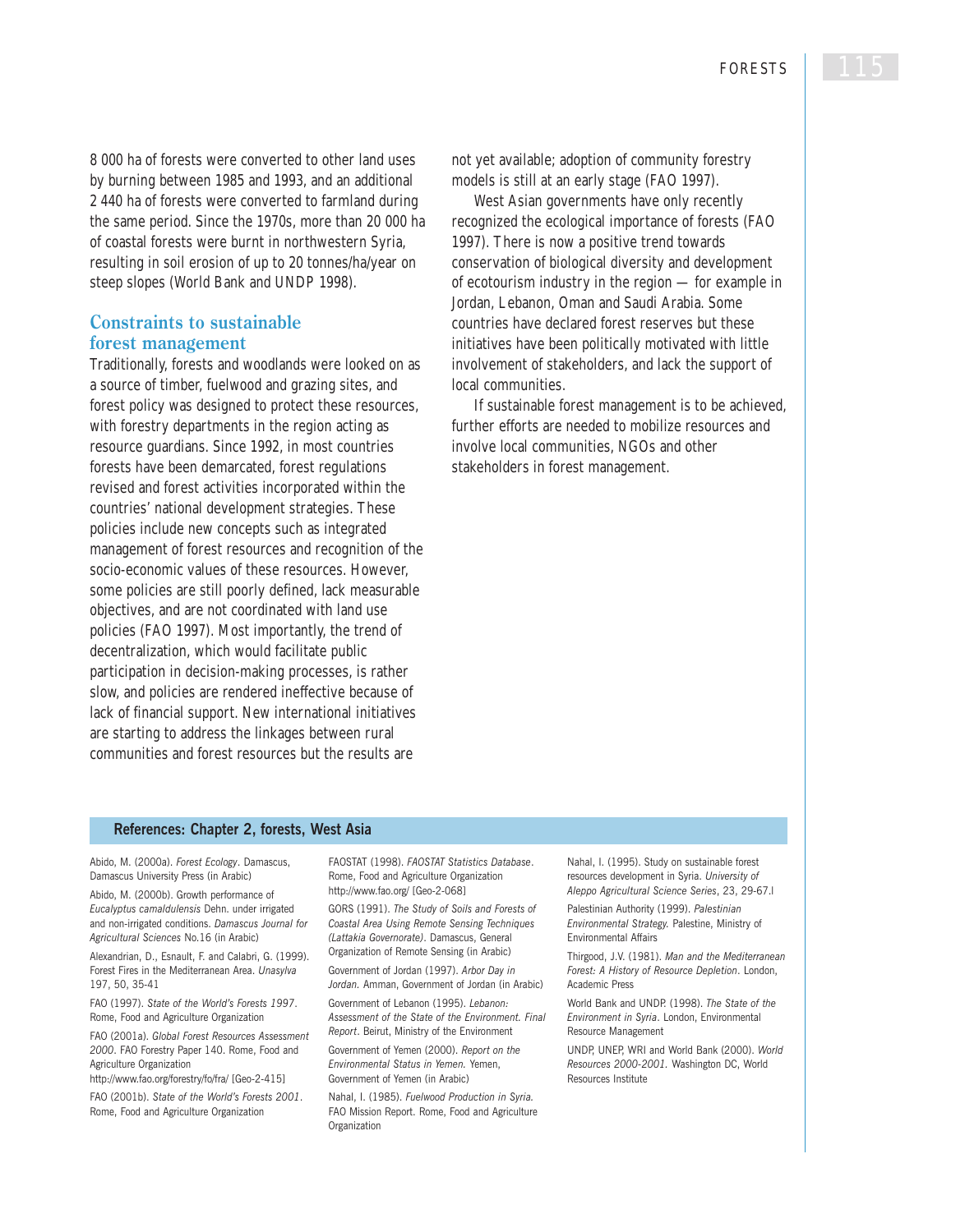8 000 ha of forests were converted to other land uses by burning between 1985 and 1993, and an additional 2 440 ha of forests were converted to farmland during the same period. Since the 1970s, more than 20 000 ha of coastal forests were burnt in northwestern Syria, resulting in soil erosion of up to 20 tonnes/ha/year on steep slopes (World Bank and UNDP 1998).

## Constraints to sustainable forest management

Traditionally, forests and woodlands were looked on as a source of timber, fuelwood and grazing sites, and forest policy was designed to protect these resources, with forestry departments in the region acting as resource guardians. Since 1992, in most countries forests have been demarcated, forest regulations revised and forest activities incorporated within the countries' national development strategies. These policies include new concepts such as integrated management of forest resources and recognition of the socio-economic values of these resources. However, some policies are still poorly defined, lack measurable objectives, and are not coordinated with land use policies (FAO 1997). Most importantly, the trend of decentralization, which would facilitate public participation in decision-making processes, is rather slow, and policies are rendered ineffective because of lack of financial support. New international initiatives are starting to address the linkages between rural communities and forest resources but the results are not yet available; adoption of community forestry models is still at an early stage (FAO 1997).

West Asian governments have only recently recognized the ecological importance of forests (FAO 1997). There is now a positive trend towards conservation of biological diversity and development of ecotourism industry in the region — for example in Jordan, Lebanon, Oman and Saudi Arabia. Some countries have declared forest reserves but these initiatives have been politically motivated with little involvement of stakeholders, and lack the support of local communities.

If sustainable forest management is to be achieved, further efforts are needed to mobilize resources and involve local communities, NGOs and other stakeholders in forest management.

### References: Chapter 2, forests, West Asia

Abido, M. (2000a). *Forest Ecology*. Damascus, Damascus University Press (in Arabic)

Abido, M. (2000b). Growth performance of *Eucalyptus camaldulensis* Dehn. under irrigated and non-irrigated conditions. *Damascus Journal for Agricultural Sciences* No.16 (in Arabic)

Alexandrian, D., Esnault, F. and Calabri, G. (1999). Forest Fires in the Mediterranean Area. *Unasylva* 197, 50, 35-41

FAO (1997). *State of the World's Forests 1997*. Rome, Food and Agriculture Organization

FAO (2001a). *Global Forest Resources Assessment 2000*. FAO Forestry Paper 140. Rome, Food and Agriculture Organization http://www.fao.org/forestry/fo/fra/ [Geo-2-415]

FAO (2001b). *State of the World's Forests 2001*. Rome, Food and Agriculture Organization

FAOSTAT (1998). *FAOSTAT Statistics Database*. Rome, Food and Agriculture Organization http://www.fao.org/ [Geo-2-068]

GORS (1991). *The Study of Soils and Forests of Coastal Area Using Remote Sensing Techniques (Lattakia Governorate)*. Damascus, General Organization of Remote Sensing (in Arabic)

Government of Jordan (1997). *Arbor Day in Jordan*. Amman, Government of Jordan (in Arabic)

Government of Lebanon (1995). *Lebanon: Assessment of the State of the Environment. Final Report*. Beirut, Ministry of the Environment

Government of Yemen (2000). *Report on the Environmental Status in Yemen*. Yemen, Government of Yemen (in Arabic)

Nahal, I. (1985). *Fuelwood Production in Syria*. FAO Mission Report. Rome, Food and Agriculture Organization

Nahal, I. (1995). Study on sustainable forest resources development in Syria. *University of Aleppo Agricultural Science Series*, 23, 29-67.l

Palestinian Authority (1999). *Palestinian Environmental Strategy*. Palestine, Ministry of Environmental Affairs

Thirgood, J.V. (1981). *Man and the Mediterranean Forest: A History of Resource Depletion*. London, Academic Press

World Bank and UNDP. (1998). *The State of the Environment in Syria*. London, Environmental Resource Management

UNDP, UNEP, WRI and World Bank (2000). *World Resources 2000-2001*. Washington DC, World Resources Institute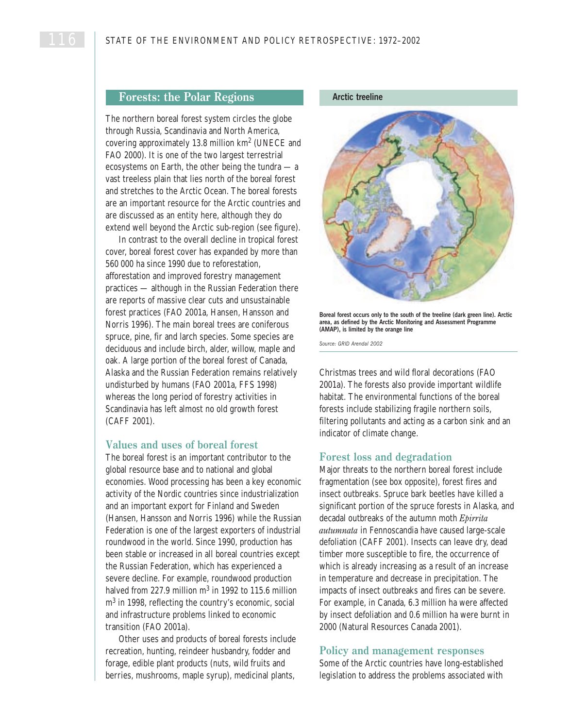## Forests: the Polar Regions

The northern boreal forest system circles the globe through Russia, Scandinavia and North America, covering approximately 13.8 million km$^2$ (UNECE and FAO 2000). It is one of the two largest terrestrial ecosystems on Earth, the other being the tundra — a vast treeless plain that lies north of the boreal forest and stretches to the Arctic Ocean. The boreal forests are an important resource for the Arctic countries and are discussed as an entity here, although they do extend well beyond the Arctic sub-region (see figure).

In contrast to the overall decline in tropical forest cover, boreal forest cover has expanded by more than 560 000 ha since 1990 due to reforestation, afforestation and improved forestry management practices — although in the Russian Federation there are reports of massive clear cuts and unsustainable forest practices (FAO 2001a, Hansen, Hansson and Norris 1996). The main boreal trees are coniferous spruce, pine, fir and larch species. Some species are deciduous and include birch, alder, willow, maple and oak. A large portion of the boreal forest of Canada, Alaska and the Russian Federation remains relatively undisturbed by humans (FAO 2001a, FFS 1998) whereas the long period of forestry activities in Scandinavia has left almost no old growth forest (CAFF 2001).

### Values and uses of boreal forest

The boreal forest is an important contributor to the global resource base and to national and global economies. Wood processing has been a key economic activity of the Nordic countries since industrialization and an important export for Finland and Sweden (Hansen, Hansson and Norris 1996) while the Russian Federation is one of the largest exporters of industrial roundwood in the world. Since 1990, production has been stable or increased in all boreal countries except the Russian Federation, which has experienced a severe decline. For example, roundwood production halved from 227.9 million m$^3$ in 1992 to 115.6 million m$^3$ in 1998, reflecting the country's economic, social and infrastructure problems linked to economic transition (FAO 2001a).

Other uses and products of boreal forests include recreation, hunting, reindeer husbandry, fodder and forage, edible plant products (nuts, wild fruits and berries, mushrooms, maple syrup), medicinal plants, Christmas trees and wild floral decorations (FAO 2001a). The forests also provide important wildlife habitat. The environmental functions of the boreal forests include stabilizing fragile northern soils, filtering pollutants and acting as a carbon sink and an indicator of climate change.

**Arctic treeline**

**Boreal forest occurs only to the south of the treeline (dark green line). Arctic area, as defined by the Arctic Monitoring and Assessment Programme (AMAP), is limited by the orange line**

*Source: GRID Arendal 2002*

### Forest loss and degradation

Major threats to the northern boreal forest include fragmentation (see box opposite), forest fires and insect outbreaks. Spruce bark beetles have killed a significant portion of the spruce forests in Alaska, and decadal outbreaks of the autumn moth *Epirrita autumnata* in Fennoscandia have caused large-scale defoliation (CAFF 2001). Insects can leave dry, dead timber more susceptible to fire, the occurrence of which is already increasing as a result of an increase in temperature and decrease in precipitation. The impacts of insect outbreaks and fires can be severe. For example, in Canada, 6.3 million ha were affected by insect defoliation and 0.6 million ha were burnt in 2000 (Natural Resources Canada 2001).

### Policy and management responses

Some of the Arctic countries have long-established legislation to address the problems associated with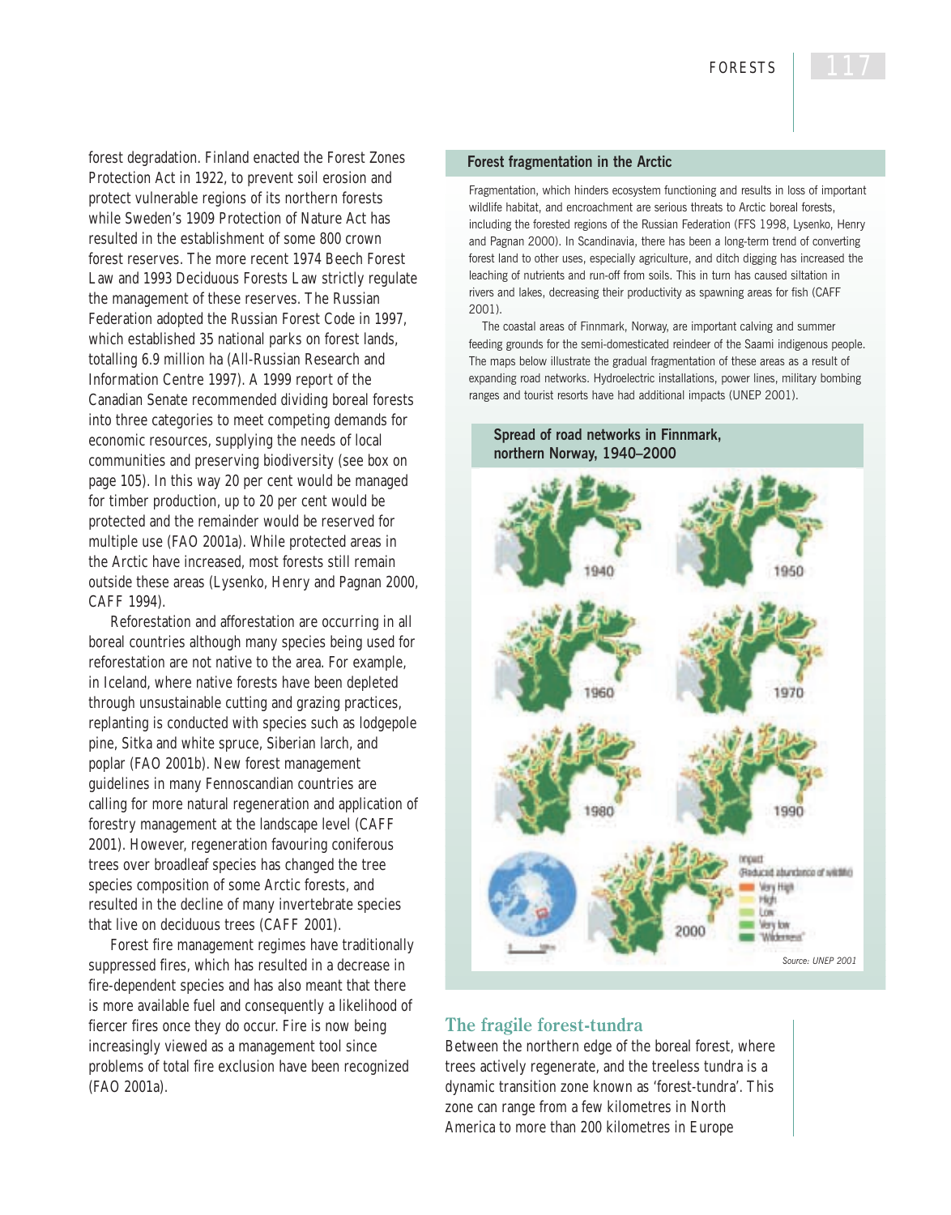forest degradation. Finland enacted the Forest Zones Protection Act in 1922, to prevent soil erosion and protect vulnerable regions of its northern forests while Sweden's 1909 Protection of Nature Act has resulted in the establishment of some 800 crown forest reserves. The more recent 1974 Beech Forest Law and 1993 Deciduous Forests Law strictly regulate the management of these reserves. The Russian Federation adopted the Russian Forest Code in 1997, which established 35 national parks on forest lands, totalling 6.9 million ha (All-Russian Research and Information Centre 1997). A 1999 report of the Canadian Senate recommended dividing boreal forests into three categories to meet competing demands for economic resources, supplying the needs of local communities and preserving biodiversity (see box on page 105). In this way 20 per cent would be managed for timber production, up to 20 per cent would be protected and the remainder would be reserved for multiple use (FAO 2001a). While protected areas in the Arctic have increased, most forests still remain outside these areas (Lysenko, Henry and Pagnan 2000, CAFF 1994).

Reforestation and afforestation are occurring in all boreal countries although many species being used for reforestation are not native to the area. For example, in Iceland, where native forests have been depleted through unsustainable cutting and grazing practices, replanting is conducted with species such as lodgepole pine, Sitka and white spruce, Siberian larch, and poplar (FAO 2001b). New forest management guidelines in many Fennoscandian countries are calling for more natural regeneration and application of forestry management at the landscape level (CAFF 2001). However, regeneration favouring coniferous trees over broadleaf species has changed the tree species composition of some Arctic forests, and resulted in the decline of many invertebrate species that live on deciduous trees (CAFF 2001).

Forest fire management regimes have traditionally suppressed fires, which has resulted in a decrease in fire-dependent species and has also meant that there is more available fuel and consequently a likelihood of fiercer fires once they do occur. Fire is now being increasingly viewed as a management tool since problems of total fire exclusion have been recognized (FAO 2001a).

**Forest fragmentation in the Arctic**

Fragmentation, which hinders ecosystem functioning and results in loss of important wildlife habitat, and encroachment are serious threats to Arctic boreal forests, including the forested regions of the Russian Federation (FFS 1998, Lysenko, Henry and Pagnan 2000). In Scandinavia, there has been a long-term trend of converting forest land to other uses, especially agriculture, and ditch digging has increased the leaching of nutrients and run-off from soils. This in turn has caused siltation in rivers and lakes, decreasing their productivity as spawning areas for fish (CAFF 2001).

The coastal areas of Finnmark, Norway, are important calving and summer feeding grounds for the semi-domesticated reindeer of the Saami indigenous people. The maps below illustrate the gradual fragmentation of these areas as a result of expanding road networks. Hydroelectric installations, power lines, military bombing ranges and tourist resorts have had additional impacts (UNEP 2001).

**Spread of road networks in Finnmark, northern Norway, 1940–2000**

1940, 1950, 1960, 1970, 1980, 1990, 2000

Impact (Reduced abundance of wildlife): Very High, High, Low, Very low, "Wilderness"

*Source: UNEP 2001*

## The fragile forest-tundra

Between the northern edge of the boreal forest, where trees actively regenerate, and the treeless tundra is a dynamic transition zone known as 'forest-tundra'. This zone can range from a few kilometres in North America to more than 200 kilometres in Europe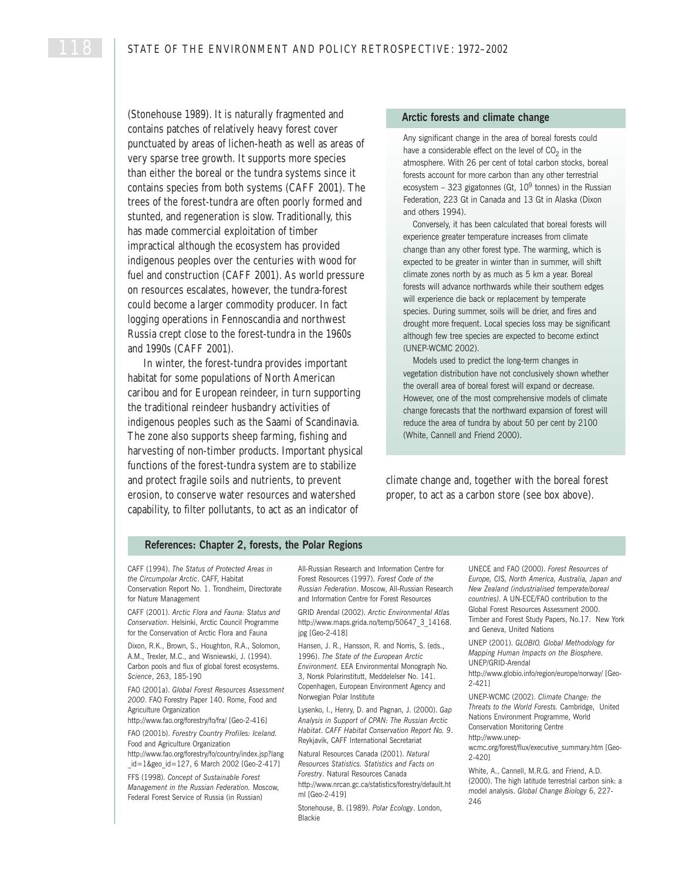(Stonehouse 1989). It is naturally fragmented and contains patches of relatively heavy forest cover punctuated by areas of lichen-heath as well as areas of very sparse tree growth. It supports more species than either the boreal or the tundra systems since it contains species from both systems (CAFF 2001). The trees of the forest-tundra are often poorly formed and stunted, and regeneration is slow. Traditionally, this has made commercial exploitation of timber impractical although the ecosystem has provided indigenous peoples over the centuries with wood for fuel and construction (CAFF 2001). As world pressure on resources escalates, however, the tundra-forest could become a larger commodity producer. In fact logging operations in Fennoscandia and northwest Russia crept close to the forest-tundra in the 1960s and 1990s (CAFF 2001).

In winter, the forest-tundra provides important habitat for some populations of North American caribou and for European reindeer, in turn supporting the traditional reindeer husbandry activities of indigenous peoples such as the Saami of Scandinavia. The zone also supports sheep farming, fishing and harvesting of non-timber products. Important physical functions of the forest-tundra system are to stabilize and protect fragile soils and nutrients, to prevent erosion, to conserve water resources and watershed capability, to filter pollutants, to act as an indicator of climate change and, together with the boreal forest proper, to act as a carbon store (see box above).

### Arctic forests and climate change

Any significant change in the area of boreal forests could have a considerable effect on the level of $CO_2$ in the atmosphere. With 26 per cent of total carbon stocks, boreal forests account for more carbon than any other terrestrial ecosystem – 323 gigatonnes (Gt, $10^9$ tonnes) in the Russian Federation, 223 Gt in Canada and 13 Gt in Alaska (Dixon and others 1994).

Conversely, it has been calculated that boreal forests will experience greater temperature increases from climate change than any other forest type. The warming, which is expected to be greater in winter than in summer, will shift climate zones north by as much as 5 km a year. Boreal forests will advance northwards while their southern edges will experience die back or replacement by temperate species. During summer, soils will be drier, and fires and drought more frequent. Local species loss may be significant although few tree species are expected to become extinct (UNEP-WCMC 2002).

Models used to predict the long-term changes in vegetation distribution have not conclusively shown whether the overall area of boreal forest will expand or decrease. However, one of the most comprehensive models of climate change forecasts that the northward expansion of forest will reduce the area of tundra by about 50 per cent by 2100 (White, Cannell and Friend 2000).

## References: Chapter 2, forests, the Polar Regions

CAFF (1994). *The Status of Protected Areas in the Circumpolar Arctic*. CAFF, Habitat Conservation Report No. 1. Trondheim, Directorate for Nature Management

CAFF (2001). *Arctic Flora and Fauna: Status and Conservation*. Helsinki, Arctic Council Programme for the Conservation of Arctic Flora and Fauna

Dixon, R.K., Brown, S., Houghton, R.A., Solomon, A.M., Trexler, M.C., and Wisniewski, J. (1994). Carbon pools and flux of global forest ecosystems. *Science*, 263, 185-190

FAO (2001a). *Global Forest Resources Assessment 2000*. FAO Forestry Paper 140. Rome, Food and Agriculture Organization
http://www.fao.org/forestry/fo/fra/ [Geo-2-416]

FAO (2001b). *Forestry Country Profiles: Iceland.* Food and Agriculture Organization
http://www.fao.org/forestry/fo/country/index.jsp?lang_id=1&geo_id=127, 6 March 2002 [Geo-2-417]

FFS (1998). *Concept of Sustainable Forest Management in the Russian Federation.* Moscow, Federal Forest Service of Russia (in Russian)

All-Russian Research and Information Centre for Forest Resources (1997). *Forest Code of the Russian Federation*. Moscow, All-Russian Research and Information Centre for Forest Resources

GRID Arendal (2002). *Arctic Environmental Atlas*
http://www.maps.grida.no/temp/50647_3_14168.jpg [Geo-2-418]

Hansen, J. R., Hansson, R. and Norris, S. (eds., 1996). *The State of the European Arctic Environment.* EEA Environmental Monograph No. 3, Norsk Polarinstitutt, Meddelelser No. 141. Copenhagen, European Environment Agency and Norwegian Polar Institute

Lysenko, I., Henry, D. and Pagnan, J. (2000). *Gap Analysis in Support of CPAN: The Russian Arctic Habitat. CAFF Habitat Conservation Report No. 9*. Reykjavik, CAFF International Secretariat

Natural Resources Canada (2001). *Natural Resources Statistics. Statistics and Facts on Forestry*. Natural Resources Canada
http://www.nrcan.gc.ca/statistics/forestry/default.html [Geo-2-419]

Stonehouse, B. (1989). *Polar Ecology*. London, Blackie

UNECE and FAO (2000). *Forest Resources of Europe, CIS, North America, Australia, Japan and New Zealand (industrialised temperate/boreal countries)*. A UN-ECE/FAO contribution to the Global Forest Resources Assessment 2000. Timber and Forest Study Papers, No.17. New York and Geneva, United Nations

UNEP (2001). *GLOBIO. Global Methodology for Mapping Human Impacts on the Biosphere.* UNEP/GRID-Arendal
http://www.globio.info/region/europe/norway/ [Geo-2-421]

UNEP-WCMC (2002). *Climate Change: the Threats to the World Forests.* Cambridge, United Nations Environment Programme, World Conservation Monitoring Centre
http://www.unep-wcmc.org/forest/flux/executive_summary.htm [Geo-2-420]

White, A., Cannell, M.R.G. and Friend, A.D. (2000). The high latitude terrestrial carbon sink: a model analysis. *Global Change Biology* 6, 227-246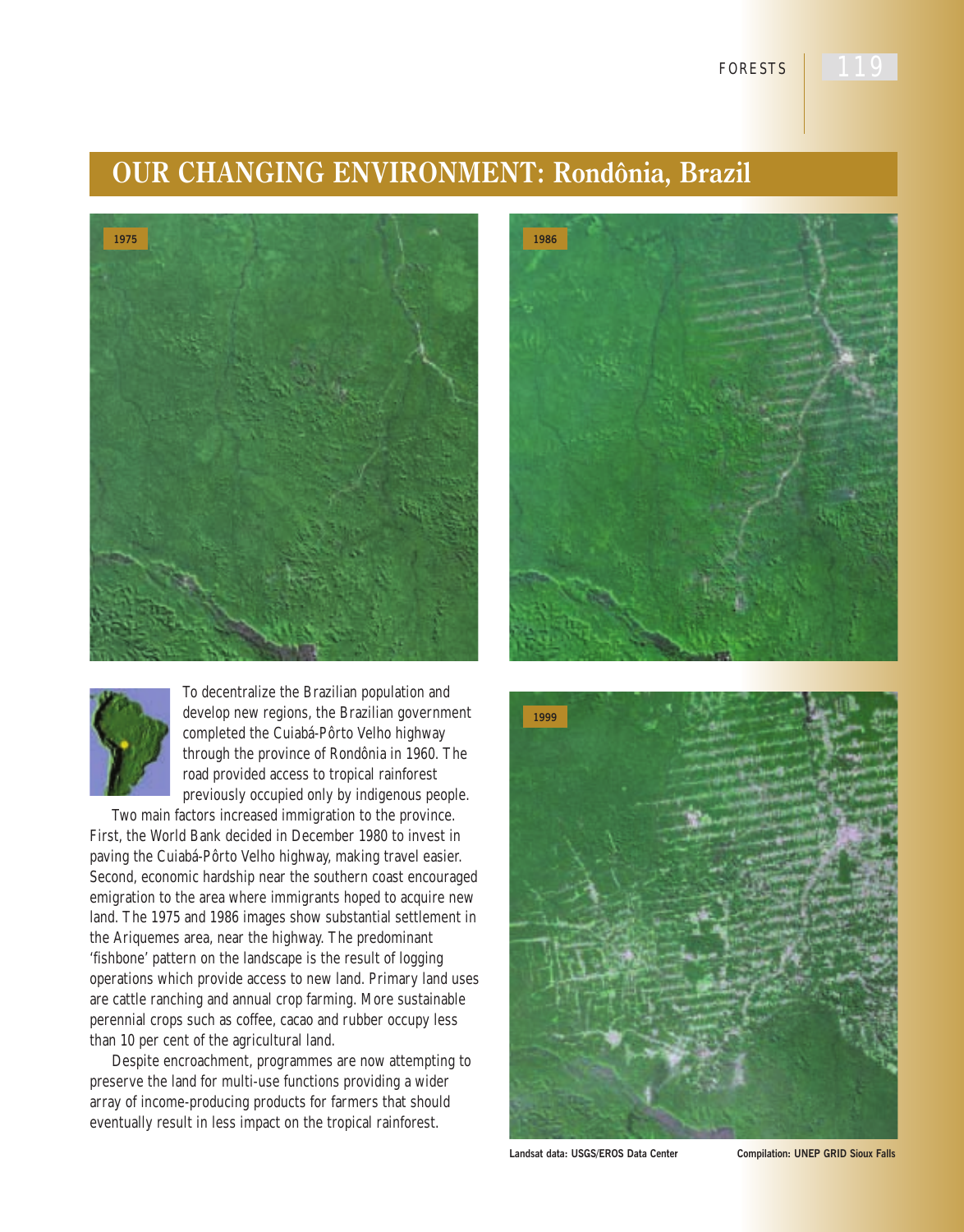# OUR CHANGING ENVIRONMENT: Rondônia, Brazil

1975

1986

1999

To decentralize the Brazilian population and develop new regions, the Brazilian government completed the Cuiabá-Pôrto Velho highway through the province of Rondônia in 1960. The road provided access to tropical rainforest previously occupied only by indigenous people.

Two main factors increased immigration to the province. First, the World Bank decided in December 1980 to invest in paving the Cuiabá-Pôrto Velho highway, making travel easier. Second, economic hardship near the southern coast encouraged emigration to the area where immigrants hoped to acquire new land. The 1975 and 1986 images show substantial settlement in the Ariquemes area, near the highway. The predominant 'fishbone' pattern on the landscape is the result of logging operations which provide access to new land. Primary land uses are cattle ranching and annual crop farming. More sustainable perennial crops such as coffee, cacao and rubber occupy less than 10 per cent of the agricultural land.

Despite encroachment, programmes are now attempting to preserve the land for multi-use functions providing a wider array of income-producing products for farmers that should eventually result in less impact on the tropical rainforest.

Landsat data: USGS/EROS Data Center

Compilation: UNEP GRID Sioux Falls